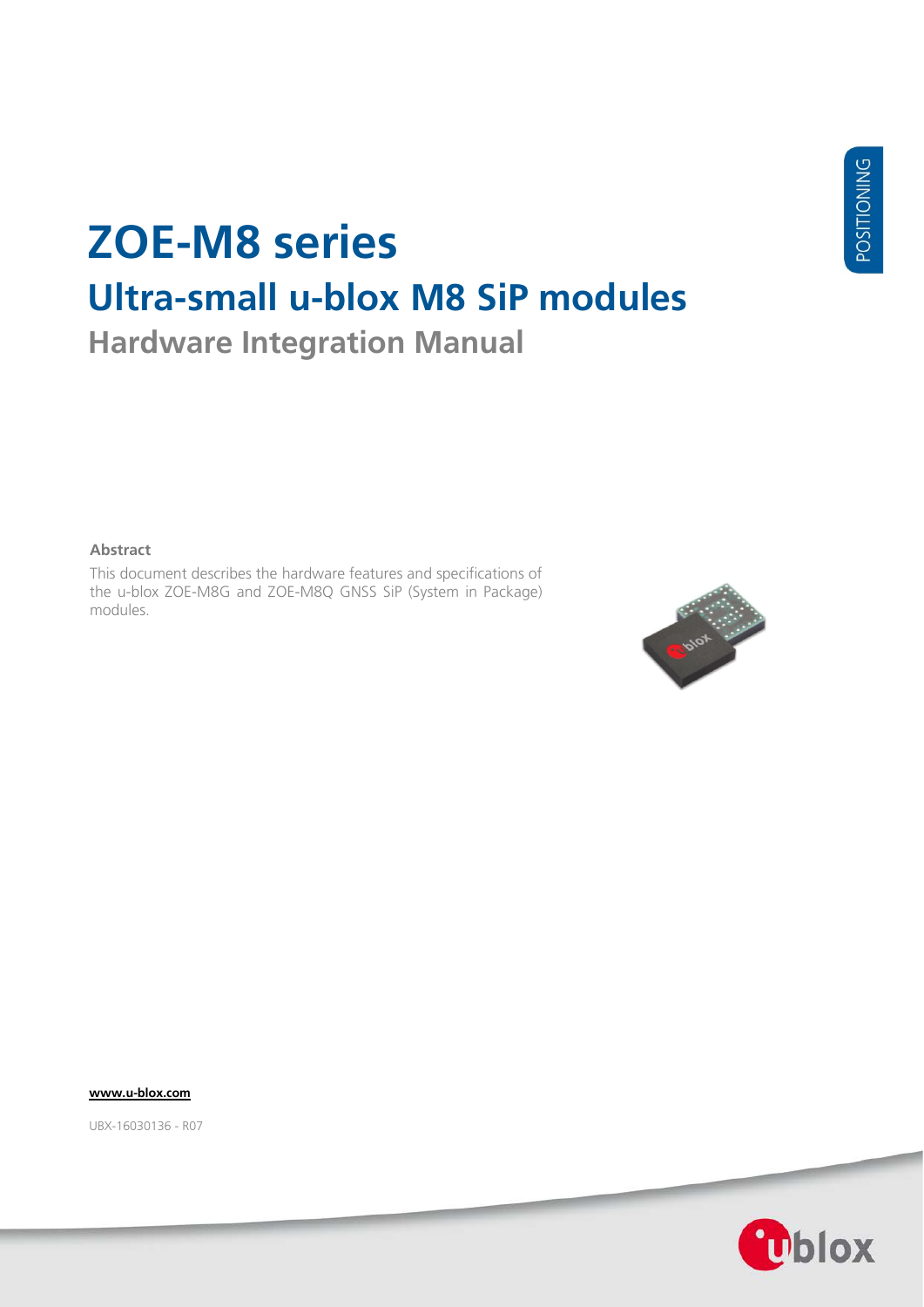POSITIONING

# ZOE-M8 series

## Ultra-small u-blox M8 SiP modules

### Hardware Integration Manual

**Abstract**

This document describes the hardware features and specifications of the u-blox ZOE-M8G and ZOE-M8Q GNSS SiP (System in Package) modules.

**www.u-blox.com**

UBX-16030136 - R07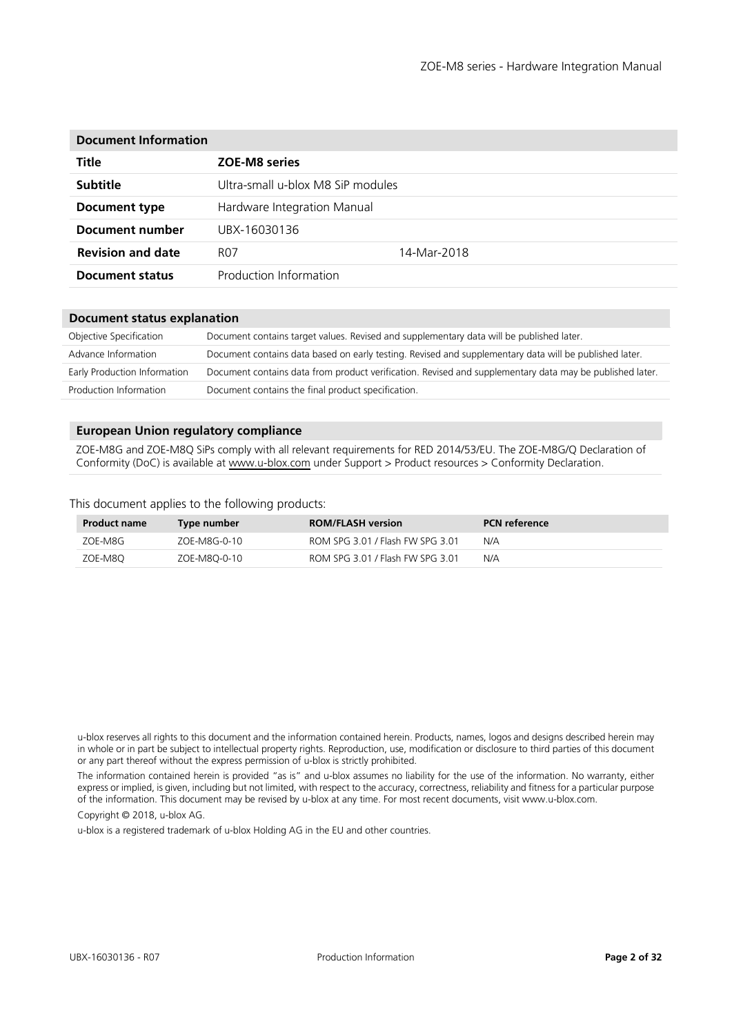| Document Information | | |
|---|---|---|
| **Title** | **ZOE-M8 series** | |
| **Subtitle** | Ultra-small u-blox M8 SiP modules | |
| **Document type** | Hardware Integration Manual | |
| **Document number** | UBX-16030136 | |
| **Revision and date** | R07 | 14-Mar-2018 |
| **Document status** | Production Information | |

| Document status explanation | |
|---|---|
| Objective Specification | Document contains target values. Revised and supplementary data will be published later. |
| Advance Information | Document contains data based on early testing. Revised and supplementary data will be published later. |
| Early Production Information | Document contains data from product verification. Revised and supplementary data may be published later. |
| Production Information | Document contains the final product specification. |

**European Union regulatory compliance**

ZOE-M8G and ZOE-M8Q SiPs comply with all relevant requirements for RED 2014/53/EU. The ZOE-M8G/Q Declaration of Conformity (DoC) is available at www.u-blox.com under Support > Product resources > Conformity Declaration.

This document applies to the following products:

| Product name | Type number | ROM/FLASH version | PCN reference |
|---|---|---|---|
| ZOE-M8G | ZOE-M8G-0-10 | ROM SPG 3.01 / Flash FW SPG 3.01 | N/A |
| ZOE-M8Q | ZOE-M8Q-0-10 | ROM SPG 3.01 / Flash FW SPG 3.01 | N/A |

u-blox reserves all rights to this document and the information contained herein. Products, names, logos and designs described herein may in whole or in part be subject to intellectual property rights. Reproduction, use, modification or disclosure to third parties of this document or any part thereof without the express permission of u-blox is strictly prohibited.

The information contained herein is provided "as is" and u-blox assumes no liability for the use of the information. No warranty, either express or implied, is given, including but not limited, with respect to the accuracy, correctness, reliability and fitness for a particular purpose of the information. This document may be revised by u-blox at any time. For most recent documents, visit www.u-blox.com.

Copyright © 2018, u-blox AG.

u-blox is a registered trademark of u-blox Holding AG in the EU and other countries.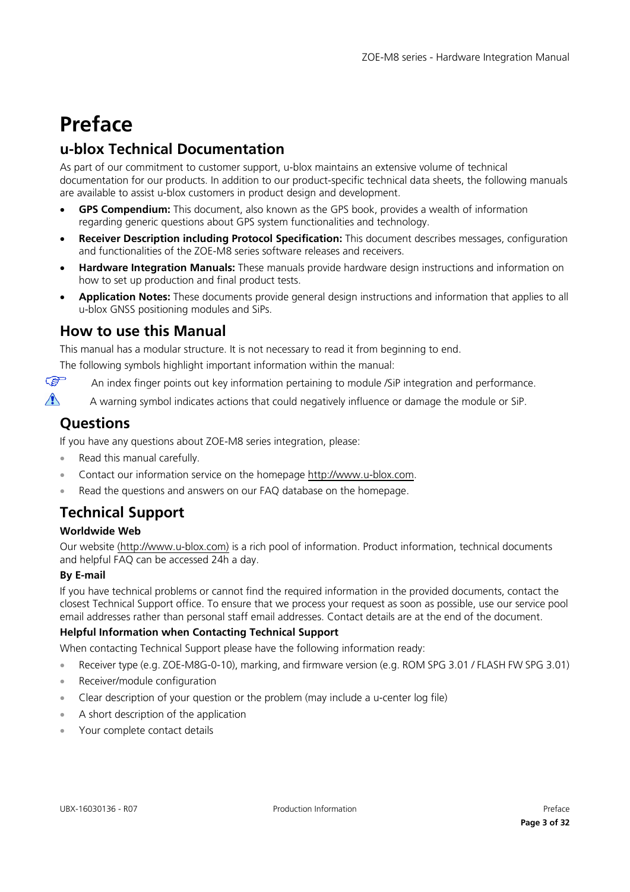# Preface

## u-blox Technical Documentation

As part of our commitment to customer support, u-blox maintains an extensive volume of technical documentation for our products. In addition to our product-specific technical data sheets, the following manuals are available to assist u-blox customers in product design and development.

- **GPS Compendium:** This document, also known as the GPS book, provides a wealth of information regarding generic questions about GPS system functionalities and technology.
- **Receiver Description including Protocol Specification:** This document describes messages, configuration and functionalities of the ZOE-M8 series software releases and receivers.
- **Hardware Integration Manuals:** These manuals provide hardware design instructions and information on how to set up production and final product tests.
- **Application Notes:** These documents provide general design instructions and information that applies to all u-blox GNSS positioning modules and SiPs.

## How to use this Manual

This manual has a modular structure. It is not necessary to read it from beginning to end.

The following symbols highlight important information within the manual:

☞ An index finger points out key information pertaining to module /SiP integration and performance.

⚠ A warning symbol indicates actions that could negatively influence or damage the module or SiP.

## Questions

If you have any questions about ZOE-M8 series integration, please:

- Read this manual carefully.
- Contact our information service on the homepage http://www.u-blox.com.
- Read the questions and answers on our FAQ database on the homepage.

## Technical Support

### Worldwide Web

Our website (http://www.u-blox.com) is a rich pool of information. Product information, technical documents and helpful FAQ can be accessed 24h a day.

### By E-mail

If you have technical problems or cannot find the required information in the provided documents, contact the closest Technical Support office. To ensure that we process your request as soon as possible, use our service pool email addresses rather than personal staff email addresses. Contact details are at the end of the document.

### Helpful Information when Contacting Technical Support

When contacting Technical Support please have the following information ready:

- Receiver type (e.g. ZOE-M8G-0-10), marking, and firmware version (e.g. ROM SPG 3.01 / FLASH FW SPG 3.01)
- Receiver/module configuration
- Clear description of your question or the problem (may include a u-center log file)
- A short description of the application
- Your complete contact details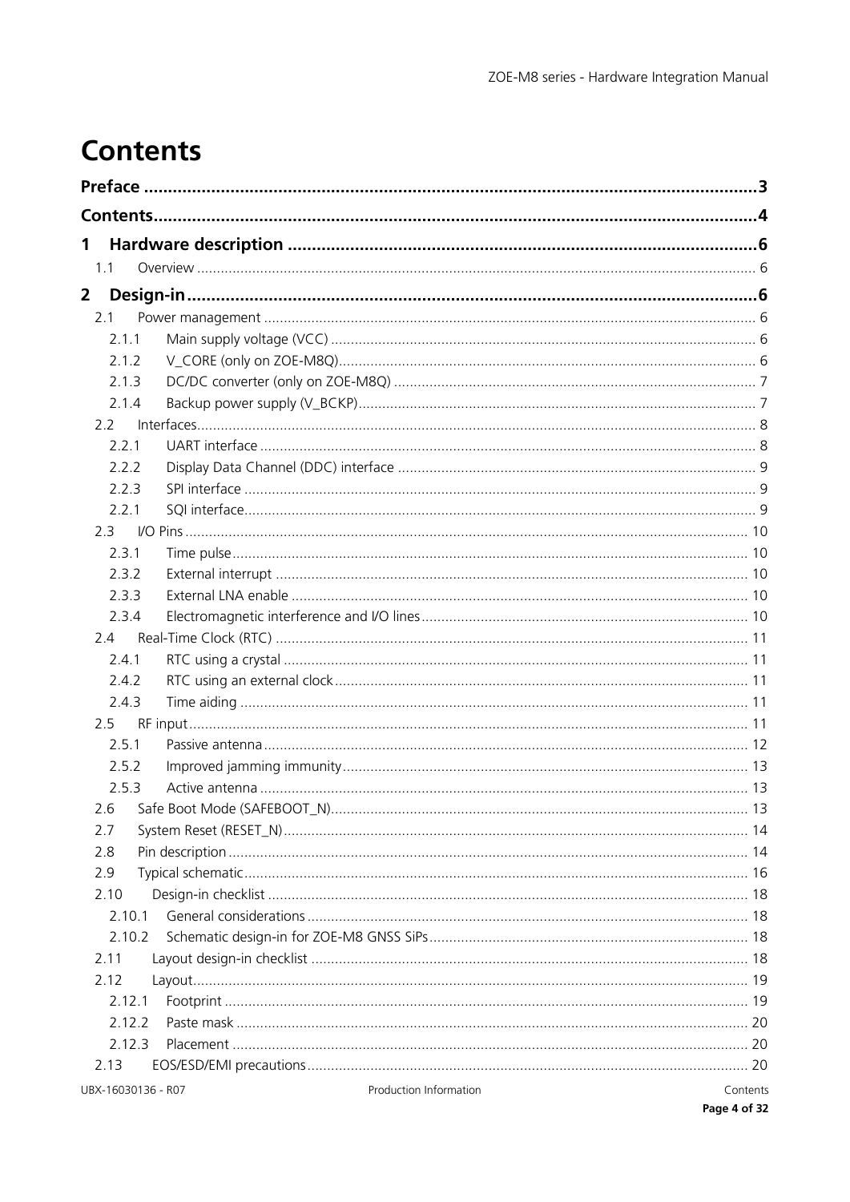# Contents

**Preface ........................................................................................................................3**

**Contents........................................................................................................................4**

**1 Hardware description .................................................................................................6**

1.1 Overview ........................................................................................................................... 6

**2 Design-in......................................................................................................................6**

2.1 Power management ........................................................................................................... 6

2.1.1 Main supply voltage (VCC) .......................................................................................... 6

2.1.2 V_CORE (only on ZOE-M8Q)........................................................................................ 6

2.1.3 DC/DC converter (only on ZOE-M8Q) .......................................................................... 7

2.1.4 Backup power supply (V_BCKP)................................................................................... 7

2.2 Interfaces........................................................................................................................... 8

2.2.1 UART interface ............................................................................................................ 8

2.2.2 Display Data Channel (DDC) interface .......................................................................... 9

2.2.3 SPI interface ................................................................................................................ 9

2.2.1 SQI interface................................................................................................................ 9

2.3 I/O Pins ............................................................................................................................. 10

2.3.1 Time pulse.................................................................................................................. 10

2.3.2 External interrupt ....................................................................................................... 10

2.3.3 External LNA enable ................................................................................................... 10

2.3.4 Electromagnetic interference and I/O lines.................................................................. 10

2.4 Real-Time Clock (RTC) ...................................................................................................... 11

2.4.1 RTC using a crystal ..................................................................................................... 11

2.4.2 RTC using an external clock........................................................................................ 11

2.4.3 Time aiding ................................................................................................................ 11

2.5 RF input............................................................................................................................ 11

2.5.1 Passive antenna.......................................................................................................... 12

2.5.2 Improved jamming immunity...................................................................................... 13

2.5.3 Active antenna ........................................................................................................... 13

2.6 Safe Boot Mode (SAFEBOOT_N)........................................................................................ 13

2.7 System Reset (RESET_N).................................................................................................... 14

2.8 Pin description .................................................................................................................. 14

2.9 Typical schematic.............................................................................................................. 16

2.10 Design-in checklist ......................................................................................................... 18

2.10.1 General considerations ............................................................................................... 18

2.10.2 Schematic design-in for ZOE-M8 GNSS SiPs................................................................ 18

2.11 Layout design-in checklist .............................................................................................. 18

2.12 Layout............................................................................................................................ 19

2.12.1 Footprint ................................................................................................................... 19

2.12.2 Paste mask ................................................................................................................ 20

2.12.3 Placement ................................................................................................................. 20

2.13 EOS/ESD/EMI precautions............................................................................................... 20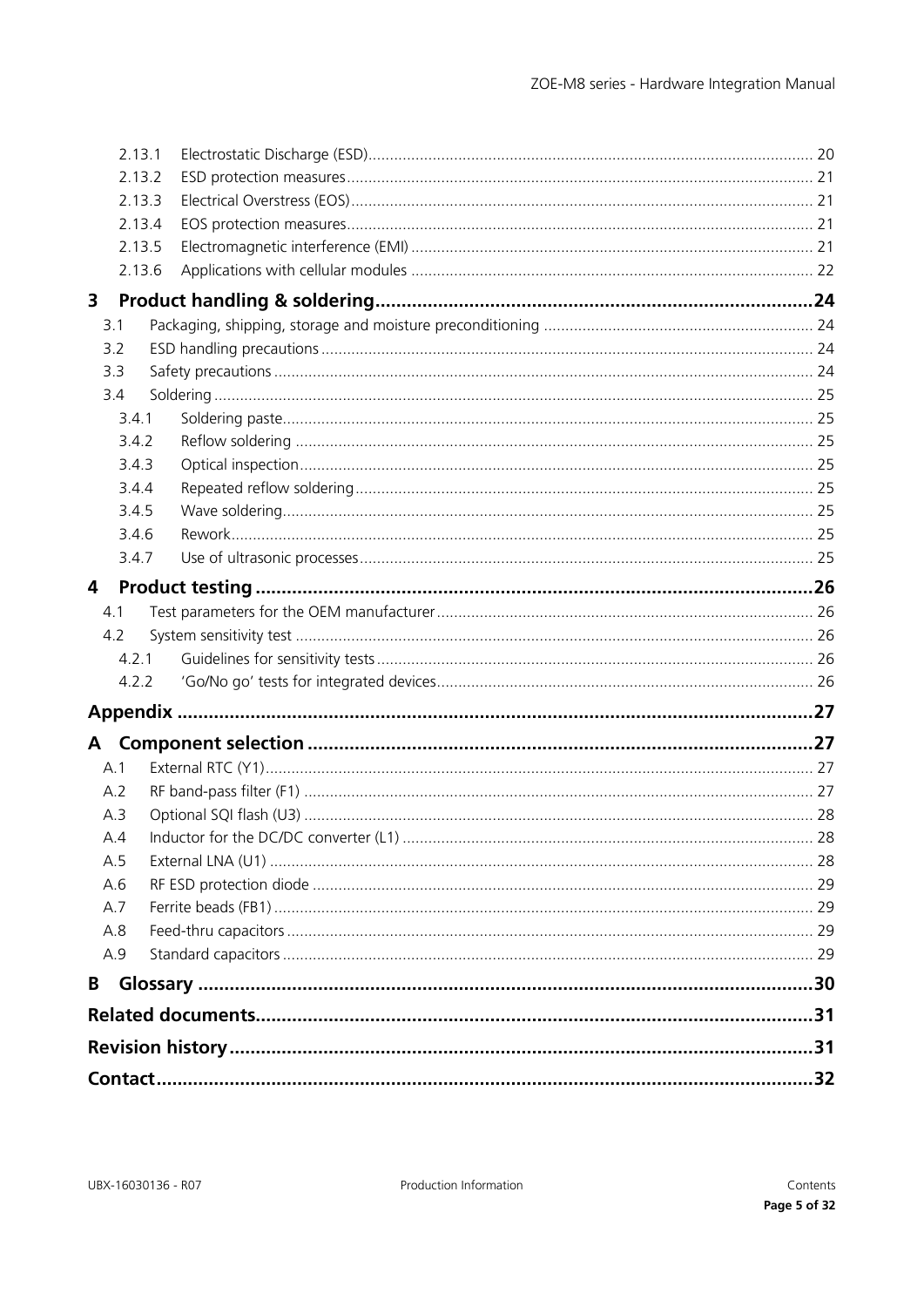2.13.1 Electrostatic Discharge (ESD) ... 20
2.13.2 ESD protection measures ... 21
2.13.3 Electrical Overstress (EOS) ... 21
2.13.4 EOS protection measures ... 21
2.13.5 Electromagnetic interference (EMI) ... 21
2.13.6 Applications with cellular modules ... 22

**3 Product handling & soldering ... 24**

3.1 Packaging, shipping, storage and moisture preconditioning ... 24
3.2 ESD handling precautions ... 24
3.3 Safety precautions ... 24
3.4 Soldering ... 25
3.4.1 Soldering paste ... 25
3.4.2 Reflow soldering ... 25
3.4.3 Optical inspection ... 25
3.4.4 Repeated reflow soldering ... 25
3.4.5 Wave soldering ... 25
3.4.6 Rework ... 25
3.4.7 Use of ultrasonic processes ... 25

**4 Product testing ... 26**

4.1 Test parameters for the OEM manufacturer ... 26
4.2 System sensitivity test ... 26
4.2.1 Guidelines for sensitivity tests ... 26
4.2.2 'Go/No go' tests for integrated devices ... 26

**Appendix ... 27**

**A Component selection ... 27**

A.1 External RTC (Y1) ... 27
A.2 RF band-pass filter (F1) ... 27
A.3 Optional SQI flash (U3) ... 28
A.4 Inductor for the DC/DC converter (L1) ... 28
A.5 External LNA (U1) ... 28
A.6 RF ESD protection diode ... 29
A.7 Ferrite beads (FB1) ... 29
A.8 Feed-thru capacitors ... 29
A.9 Standard capacitors ... 29

**B Glossary ... 30**

**Related documents ... 31**

**Revision history ... 31**

**Contact ... 32**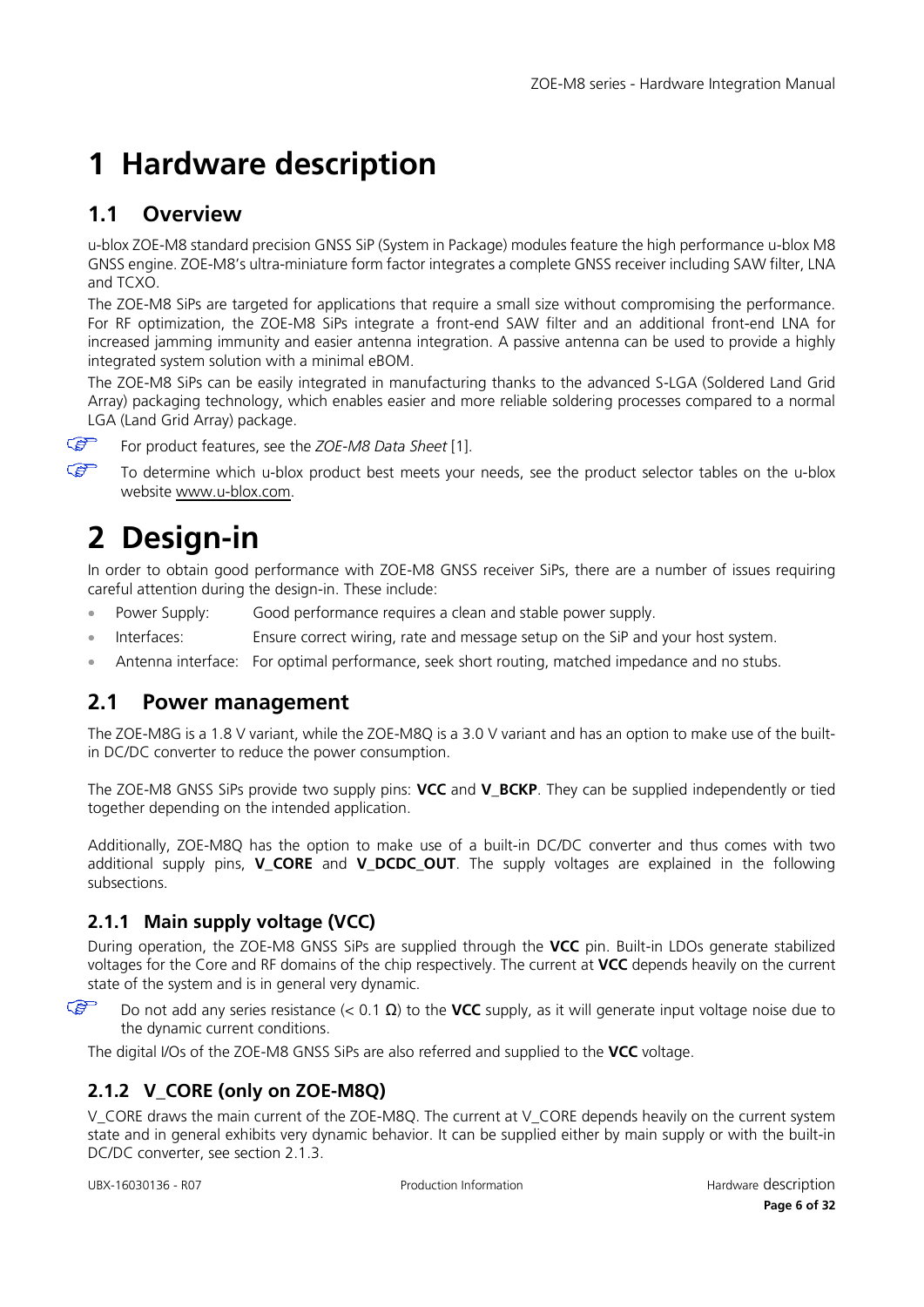# 1 Hardware description

## 1.1 Overview

u-blox ZOE-M8 standard precision GNSS SiP (System in Package) modules feature the high performance u-blox M8 GNSS engine. ZOE-M8's ultra-miniature form factor integrates a complete GNSS receiver including SAW filter, LNA and TCXO.

The ZOE-M8 SiPs are targeted for applications that require a small size without compromising the performance. For RF optimization, the ZOE-M8 SiPs integrate a front-end SAW filter and an additional front-end LNA for increased jamming immunity and easier antenna integration. A passive antenna can be used to provide a highly integrated system solution with a minimal eBOM.

The ZOE-M8 SiPs can be easily integrated in manufacturing thanks to the advanced S-LGA (Soldered Land Grid Array) packaging technology, which enables easier and more reliable soldering processes compared to a normal LGA (Land Grid Array) package.

☞ For product features, see the *ZOE-M8 Data Sheet* [1].

☞ To determine which u-blox product best meets your needs, see the product selector tables on the u-blox website www.u-blox.com.

# 2 Design-in

In order to obtain good performance with ZOE-M8 GNSS receiver SiPs, there are a number of issues requiring careful attention during the design-in. These include:

- Power Supply: Good performance requires a clean and stable power supply.
- Interfaces: Ensure correct wiring, rate and message setup on the SiP and your host system.
- Antenna interface: For optimal performance, seek short routing, matched impedance and no stubs.

## 2.1 Power management

The ZOE-M8G is a 1.8 V variant, while the ZOE-M8Q is a 3.0 V variant and has an option to make use of the built-in DC/DC converter to reduce the power consumption.

The ZOE-M8 GNSS SiPs provide two supply pins: **VCC** and **V_BCKP**. They can be supplied independently or tied together depending on the intended application.

Additionally, ZOE-M8Q has the option to make use of a built-in DC/DC converter and thus comes with two additional supply pins, **V_CORE** and **V_DCDC_OUT**. The supply voltages are explained in the following subsections.

### 2.1.1 Main supply voltage (VCC)

During operation, the ZOE-M8 GNSS SiPs are supplied through the **VCC** pin. Built-in LDOs generate stabilized voltages for the Core and RF domains of the chip respectively. The current at **VCC** depends heavily on the current state of the system and is in general very dynamic.

☞ Do not add any series resistance (< 0.1 Ω) to the **VCC** supply, as it will generate input voltage noise due to the dynamic current conditions.

The digital I/Os of the ZOE-M8 GNSS SiPs are also referred and supplied to the **VCC** voltage.

### 2.1.2 V_CORE (only on ZOE-M8Q)

V_CORE draws the main current of the ZOE-M8Q. The current at V_CORE depends heavily on the current system state and in general exhibits very dynamic behavior. It can be supplied either by main supply or with the built-in DC/DC converter, see section 2.1.3.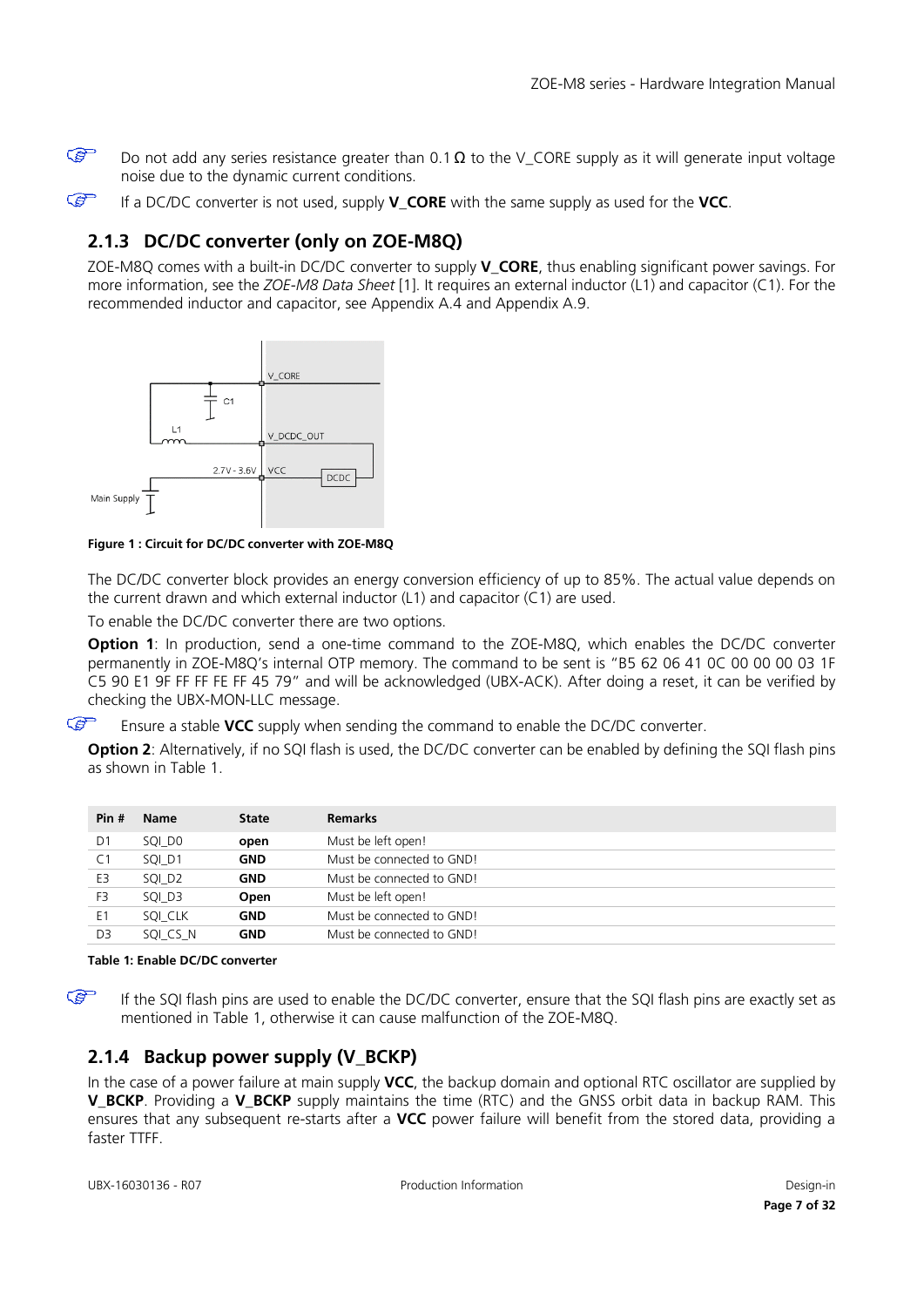☞ Do not add any series resistance greater than 0.1 Ω to the V_CORE supply as it will generate input voltage noise due to the dynamic current conditions.

☞ If a DC/DC converter is not used, supply **V_CORE** with the same supply as used for the **VCC**.

### 2.1.3 DC/DC converter (only on ZOE-M8Q)

ZOE-M8Q comes with a built-in DC/DC converter to supply **V_CORE**, thus enabling significant power savings. For more information, see the *ZOE-M8 Data Sheet* [1]. It requires an external inductor (L1) and capacitor (C1). For the recommended inductor and capacitor, see Appendix A.4 and Appendix A.9.

**Figure 1 : Circuit for DC/DC converter with ZOE-M8Q**

The DC/DC converter block provides an energy conversion efficiency of up to 85%. The actual value depends on the current drawn and which external inductor (L1) and capacitor (C1) are used.

To enable the DC/DC converter there are two options.

**Option 1**: In production, send a one-time command to the ZOE-M8Q, which enables the DC/DC converter permanently in ZOE-M8Q's internal OTP memory. The command to be sent is "B5 62 06 41 0C 00 00 00 03 1F C5 90 E1 9F FF FF FE FF 45 79" and will be acknowledged (UBX-ACK). After doing a reset, it can be verified by checking the UBX-MON-LLC message.

☞ Ensure a stable **VCC** supply when sending the command to enable the DC/DC converter.

**Option 2**: Alternatively, if no SQI flash is used, the DC/DC converter can be enabled by defining the SQI flash pins as shown in Table 1.

| Pin # | Name | State | Remarks |
|---|---|---|---|
| D1 | SQI_D0 | **open** | Must be left open! |
| C1 | SQI_D1 | **GND** | Must be connected to GND! |
| E3 | SQI_D2 | **GND** | Must be connected to GND! |
| F3 | SQI_D3 | **Open** | Must be left open! |
| E1 | SQI_CLK | **GND** | Must be connected to GND! |
| D3 | SQI_CS_N | **GND** | Must be connected to GND! |

**Table 1: Enable DC/DC converter**

☞ If the SQI flash pins are used to enable the DC/DC converter, ensure that the SQI flash pins are exactly set as mentioned in Table 1, otherwise it can cause malfunction of the ZOE-M8Q.

### 2.1.4 Backup power supply (V_BCKP)

In the case of a power failure at main supply **VCC**, the backup domain and optional RTC oscillator are supplied by **V_BCKP**. Providing a **V_BCKP** supply maintains the time (RTC) and the GNSS orbit data in backup RAM. This ensures that any subsequent re-starts after a **VCC** power failure will benefit from the stored data, providing a faster TTFF.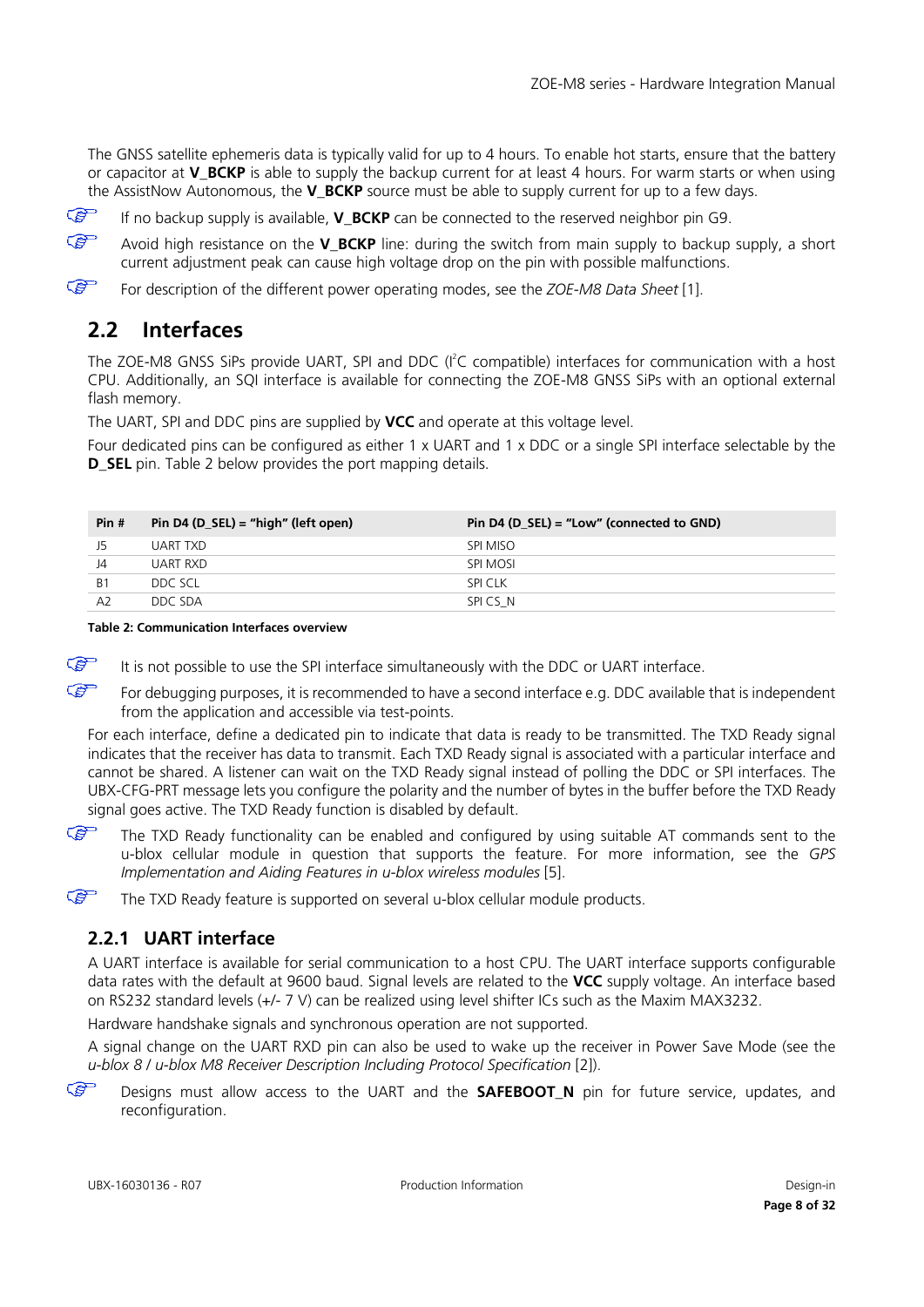The GNSS satellite ephemeris data is typically valid for up to 4 hours. To enable hot starts, ensure that the battery or capacitor at **V_BCKP** is able to supply the backup current for at least 4 hours. For warm starts or when using the AssistNow Autonomous, the **V_BCKP** source must be able to supply current for up to a few days.

☞ If no backup supply is available, **V_BCKP** can be connected to the reserved neighbor pin G9.

☞ Avoid high resistance on the **V_BCKP** line: during the switch from main supply to backup supply, a short current adjustment peak can cause high voltage drop on the pin with possible malfunctions.

☞ For description of the different power operating modes, see the *ZOE-M8 Data Sheet* [1].

## 2.2 Interfaces

The ZOE-M8 GNSS SiPs provide UART, SPI and DDC (I²C compatible) interfaces for communication with a host CPU. Additionally, an SQI interface is available for connecting the ZOE-M8 GNSS SiPs with an optional external flash memory.

The UART, SPI and DDC pins are supplied by **VCC** and operate at this voltage level.

Four dedicated pins can be configured as either 1 x UART and 1 x DDC or a single SPI interface selectable by the **D_SEL** pin. Table 2 below provides the port mapping details.

| Pin # | Pin D4 (D_SEL) = "high" (left open) | Pin D4 (D_SEL) = "Low" (connected to GND) |
|---|---|---|
| J5 | UART TXD | SPI MISO |
| J4 | UART RXD | SPI MOSI |
| B1 | DDC SCL | SPI CLK |
| A2 | DDC SDA | SPI CS_N |

**Table 2: Communication Interfaces overview**

☞ It is not possible to use the SPI interface simultaneously with the DDC or UART interface.

☞ For debugging purposes, it is recommended to have a second interface e.g. DDC available that is independent from the application and accessible via test-points.

For each interface, define a dedicated pin to indicate that data is ready to be transmitted. The TXD Ready signal indicates that the receiver has data to transmit. Each TXD Ready signal is associated with a particular interface and cannot be shared. A listener can wait on the TXD Ready signal instead of polling the DDC or SPI interfaces. The UBX-CFG-PRT message lets you configure the polarity and the number of bytes in the buffer before the TXD Ready signal goes active. The TXD Ready function is disabled by default.

☞ The TXD Ready functionality can be enabled and configured by using suitable AT commands sent to the u-blox cellular module in question that supports the feature. For more information, see the *GPS Implementation and Aiding Features in u-blox wireless modules* [5].

☞ The TXD Ready feature is supported on several u-blox cellular module products.

### 2.2.1 UART interface

A UART interface is available for serial communication to a host CPU. The UART interface supports configurable data rates with the default at 9600 baud. Signal levels are related to the **VCC** supply voltage. An interface based on RS232 standard levels (+/- 7 V) can be realized using level shifter ICs such as the Maxim MAX3232.

Hardware handshake signals and synchronous operation are not supported.

A signal change on the UART RXD pin can also be used to wake up the receiver in Power Save Mode (see the *u-blox 8 / u-blox M8 Receiver Description Including Protocol Specification* [2]).

☞ Designs must allow access to the UART and the **SAFEBOOT_N** pin for future service, updates, and reconfiguration.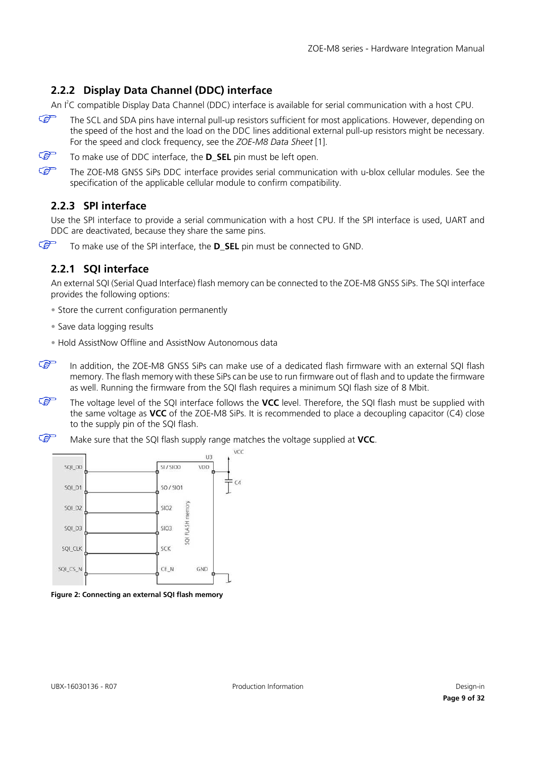## 2.2.2 Display Data Channel (DDC) interface

An I²C compatible Display Data Channel (DDC) interface is available for serial communication with a host CPU.

☞ The SCL and SDA pins have internal pull-up resistors sufficient for most applications. However, depending on the speed of the host and the load on the DDC lines additional external pull-up resistors might be necessary. For the speed and clock frequency, see the *ZOE-M8 Data Sheet* [1].

☞ To make use of DDC interface, the **D_SEL** pin must be left open.

☞ The ZOE-M8 GNSS SiPs DDC interface provides serial communication with u-blox cellular modules. See the specification of the applicable cellular module to confirm compatibility.

## 2.2.3 SPI interface

Use the SPI interface to provide a serial communication with a host CPU. If the SPI interface is used, UART and DDC are deactivated, because they share the same pins.

☞ To make use of the SPI interface, the **D_SEL** pin must be connected to GND.

## 2.2.1 SQI interface

An external SQI (Serial Quad Interface) flash memory can be connected to the ZOE-M8 GNSS SiPs. The SQI interface provides the following options:

- Store the current configuration permanently
- Save data logging results
- Hold AssistNow Offline and AssistNow Autonomous data

☞ In addition, the ZOE-M8 GNSS SiPs can make use of a dedicated flash firmware with an external SQI flash memory. The flash memory with these SiPs can be use to run firmware out of flash and to update the firmware as well. Running the firmware from the SQI flash requires a minimum SQI flash size of 8 Mbit.

☞ The voltage level of the SQI interface follows the **VCC** level. Therefore, the SQI flash must be supplied with the same voltage as **VCC** of the ZOE-M8 SiPs. It is recommended to place a decoupling capacitor (C4) close to the supply pin of the SQI flash.

☞ Make sure that the SQI flash supply range matches the voltage supplied at **VCC**.

**Figure 2: Connecting an external SQI flash memory**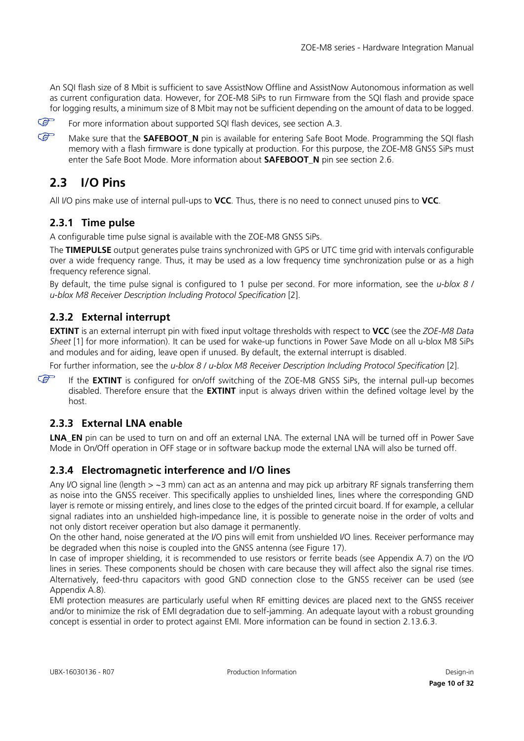An SQI flash size of 8 Mbit is sufficient to save AssistNow Offline and AssistNow Autonomous information as well as current configuration data. However, for ZOE-M8 SiPs to run Firmware from the SQI flash and provide space for logging results, a minimum size of 8 Mbit may not be sufficient depending on the amount of data to be logged.

☞ For more information about supported SQI flash devices, see section A.3.

☞ Make sure that the **SAFEBOOT_N** pin is available for entering Safe Boot Mode. Programming the SQI flash memory with a flash firmware is done typically at production. For this purpose, the ZOE-M8 GNSS SiPs must enter the Safe Boot Mode. More information about **SAFEBOOT_N** pin see section 2.6.

## 2.3 I/O Pins

All I/O pins make use of internal pull-ups to **VCC**. Thus, there is no need to connect unused pins to **VCC**.

### 2.3.1 Time pulse

A configurable time pulse signal is available with the ZOE-M8 GNSS SiPs.

The **TIMEPULSE** output generates pulse trains synchronized with GPS or UTC time grid with intervals configurable over a wide frequency range. Thus, it may be used as a low frequency time synchronization pulse or as a high frequency reference signal.

By default, the time pulse signal is configured to 1 pulse per second. For more information, see the *u-blox 8 / u-blox M8 Receiver Description Including Protocol Specification* [2].

### 2.3.2 External interrupt

**EXTINT** is an external interrupt pin with fixed input voltage thresholds with respect to **VCC** (see the *ZOE-M8 Data Sheet* [1] for more information). It can be used for wake-up functions in Power Save Mode on all u-blox M8 SiPs and modules and for aiding, leave open if unused. By default, the external interrupt is disabled.

For further information, see the *u-blox 8 / u-blox M8 Receiver Description Including Protocol Specification* [2].

☞ If the **EXTINT** is configured for on/off switching of the ZOE-M8 GNSS SiPs, the internal pull-up becomes disabled. Therefore ensure that the **EXTINT** input is always driven within the defined voltage level by the host.

### 2.3.3 External LNA enable

**LNA_EN** pin can be used to turn on and off an external LNA. The external LNA will be turned off in Power Save Mode in On/Off operation in OFF stage or in software backup mode the external LNA will also be turned off.

### 2.3.4 Electromagnetic interference and I/O lines

Any I/O signal line (length > ~3 mm) can act as an antenna and may pick up arbitrary RF signals transferring them as noise into the GNSS receiver. This specifically applies to unshielded lines, lines where the corresponding GND layer is remote or missing entirely, and lines close to the edges of the printed circuit board. If for example, a cellular signal radiates into an unshielded high-impedance line, it is possible to generate noise in the order of volts and not only distort receiver operation but also damage it permanently.

On the other hand, noise generated at the I/O pins will emit from unshielded I/O lines. Receiver performance may be degraded when this noise is coupled into the GNSS antenna (see Figure 17).

In case of improper shielding, it is recommended to use resistors or ferrite beads (see Appendix A.7) on the I/O lines in series. These components should be chosen with care because they will affect also the signal rise times. Alternatively, feed-thru capacitors with good GND connection close to the GNSS receiver can be used (see Appendix A.8).

EMI protection measures are particularly useful when RF emitting devices are placed next to the GNSS receiver and/or to minimize the risk of EMI degradation due to self-jamming. An adequate layout with a robust grounding concept is essential in order to protect against EMI. More information can be found in section 2.13.6.3.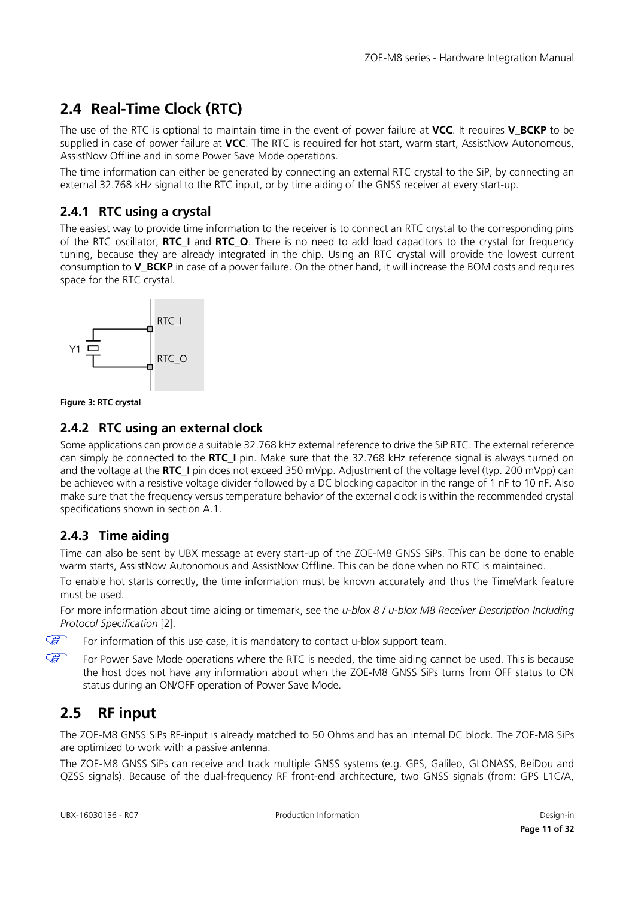## 2.4 Real-Time Clock (RTC)

The use of the RTC is optional to maintain time in the event of power failure at **VCC**. It requires **V_BCKP** to be supplied in case of power failure at **VCC**. The RTC is required for hot start, warm start, AssistNow Autonomous, AssistNow Offline and in some Power Save Mode operations.

The time information can either be generated by connecting an external RTC crystal to the SiP, by connecting an external 32.768 kHz signal to the RTC input, or by time aiding of the GNSS receiver at every start-up.

### 2.4.1 RTC using a crystal

The easiest way to provide time information to the receiver is to connect an RTC crystal to the corresponding pins of the RTC oscillator, **RTC_I** and **RTC_O**. There is no need to add load capacitors to the crystal for frequency tuning, because they are already integrated in the chip. Using an RTC crystal will provide the lowest current consumption to **V_BCKP** in case of a power failure. On the other hand, it will increase the BOM costs and requires space for the RTC crystal.

Y1 RTC_I RTC_O

**Figure 3: RTC crystal**

### 2.4.2 RTC using an external clock

Some applications can provide a suitable 32.768 kHz external reference to drive the SiP RTC. The external reference can simply be connected to the **RTC_I** pin. Make sure that the 32.768 kHz reference signal is always turned on and the voltage at the **RTC_I** pin does not exceed 350 mVpp. Adjustment of the voltage level (typ. 200 mVpp) can be achieved with a resistive voltage divider followed by a DC blocking capacitor in the range of 1 nF to 10 nF. Also make sure that the frequency versus temperature behavior of the external clock is within the recommended crystal specifications shown in section A.1.

### 2.4.3 Time aiding

Time can also be sent by UBX message at every start-up of the ZOE-M8 GNSS SiPs. This can be done to enable warm starts, AssistNow Autonomous and AssistNow Offline. This can be done when no RTC is maintained.

To enable hot starts correctly, the time information must be known accurately and thus the TimeMark feature must be used.

For more information about time aiding or timemark, see the *u-blox 8 / u-blox M8 Receiver Description Including Protocol Specification* [2].

☞ For information of this use case, it is mandatory to contact u-blox support team.

☞ For Power Save Mode operations where the RTC is needed, the time aiding cannot be used. This is because the host does not have any information about when the ZOE-M8 GNSS SiPs turns from OFF status to ON status during an ON/OFF operation of Power Save Mode.

## 2.5 RF input

The ZOE-M8 GNSS SiPs RF-input is already matched to 50 Ohms and has an internal DC block. The ZOE-M8 SiPs are optimized to work with a passive antenna.

The ZOE-M8 GNSS SiPs can receive and track multiple GNSS systems (e.g. GPS, Galileo, GLONASS, BeiDou and QZSS signals). Because of the dual-frequency RF front-end architecture, two GNSS signals (from: GPS L1C/A,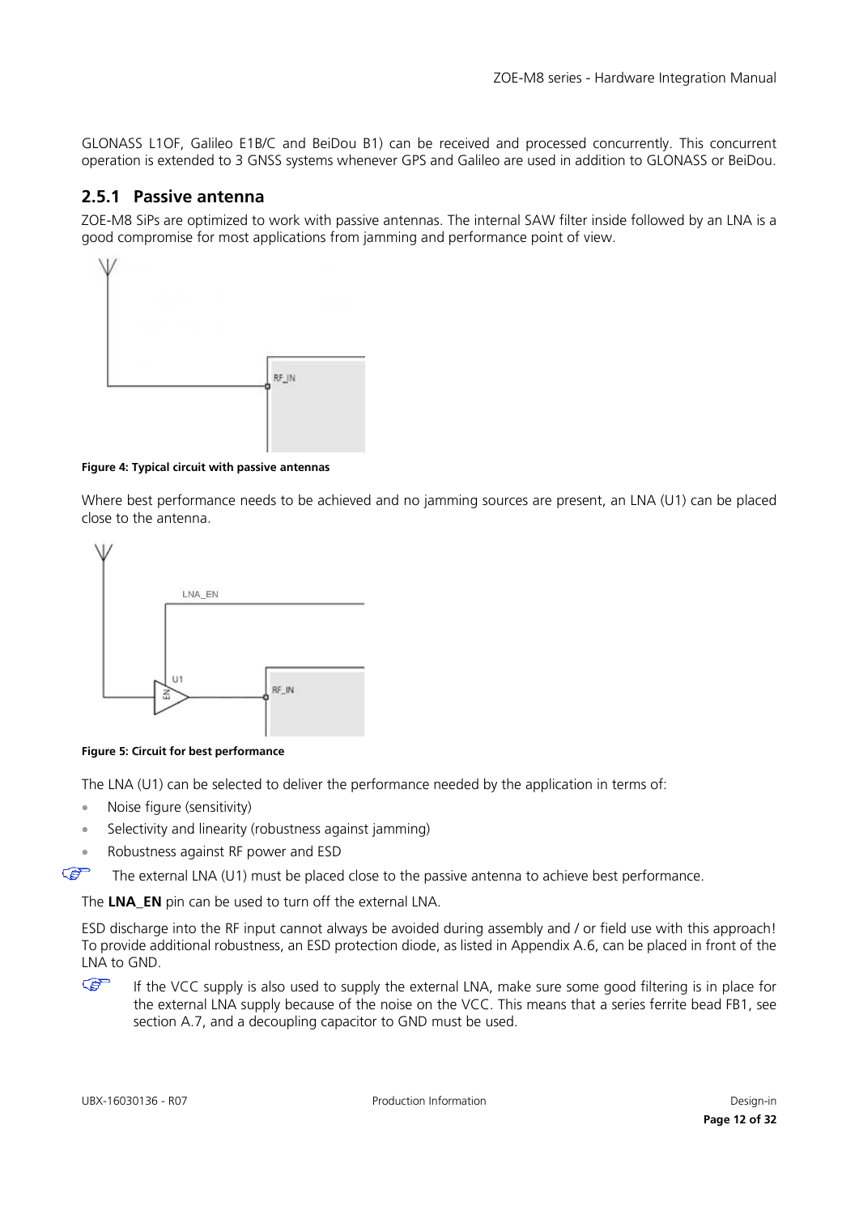GLONASS L1OF, Galileo E1B/C and BeiDou B1) can be received and processed concurrently. This concurrent operation is extended to 3 GNSS systems whenever GPS and Galileo are used in addition to GLONASS or BeiDou.

### 2.5.1 Passive antenna

ZOE-M8 SiPs are optimized to work with passive antennas. The internal SAW filter inside followed by an LNA is a good compromise for most applications from jamming and performance point of view.

**Figure 4: Typical circuit with passive antennas**

Where best performance needs to be achieved and no jamming sources are present, an LNA (U1) can be placed close to the antenna.

**Figure 5: Circuit for best performance**

The LNA (U1) can be selected to deliver the performance needed by the application in terms of:

- Noise figure (sensitivity)
- Selectivity and linearity (robustness against jamming)
- Robustness against RF power and ESD

☞ The external LNA (U1) must be placed close to the passive antenna to achieve best performance.

The **LNA_EN** pin can be used to turn off the external LNA.

ESD discharge into the RF input cannot always be avoided during assembly and / or field use with this approach! To provide additional robustness, an ESD protection diode, as listed in Appendix A.6, can be placed in front of the LNA to GND.

☞ If the VCC supply is also used to supply the external LNA, make sure some good filtering is in place for the external LNA supply because of the noise on the VCC. This means that a series ferrite bead FB1, see section A.7, and a decoupling capacitor to GND must be used.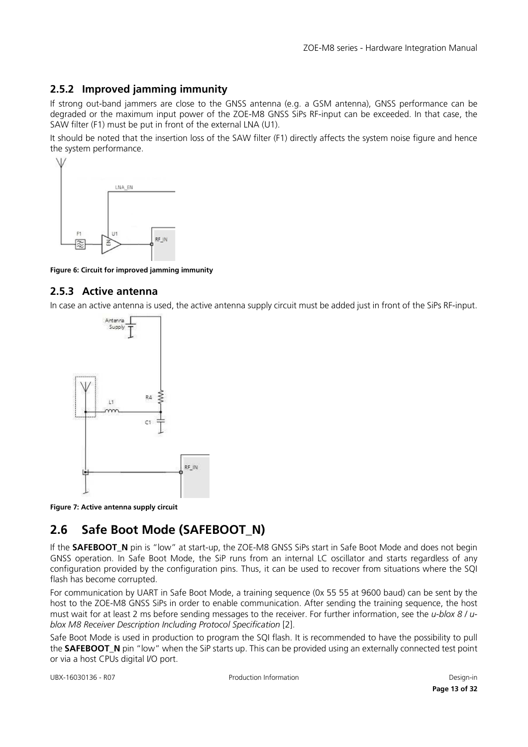### 2.5.2 Improved jamming immunity

If strong out-band jammers are close to the GNSS antenna (e.g. a GSM antenna), GNSS performance can be degraded or the maximum input power of the ZOE-M8 GNSS SiPs RF-input can be exceeded. In that case, the SAW filter (F1) must be put in front of the external LNA (U1).

It should be noted that the insertion loss of the SAW filter (F1) directly affects the system noise figure and hence the system performance.

**Figure 6: Circuit for improved jamming immunity**

### 2.5.3 Active antenna

In case an active antenna is used, the active antenna supply circuit must be added just in front of the SiPs RF-input.

**Figure 7: Active antenna supply circuit**

## 2.6 Safe Boot Mode (SAFEBOOT_N)

If the **SAFEBOOT_N** pin is "low" at start-up, the ZOE-M8 GNSS SiPs start in Safe Boot Mode and does not begin GNSS operation. In Safe Boot Mode, the SiP runs from an internal LC oscillator and starts regardless of any configuration provided by the configuration pins. Thus, it can be used to recover from situations where the SQI flash has become corrupted.

For communication by UART in Safe Boot Mode, a training sequence (0x 55 55 at 9600 baud) can be sent by the host to the ZOE-M8 GNSS SiPs in order to enable communication. After sending the training sequence, the host must wait for at least 2 ms before sending messages to the receiver. For further information, see the *u-blox 8 / u-blox M8 Receiver Description Including Protocol Specification* [2].

Safe Boot Mode is used in production to program the SQI flash. It is recommended to have the possibility to pull the **SAFEBOOT_N** pin "low" when the SiP starts up. This can be provided using an externally connected test point or via a host CPUs digital I/O port.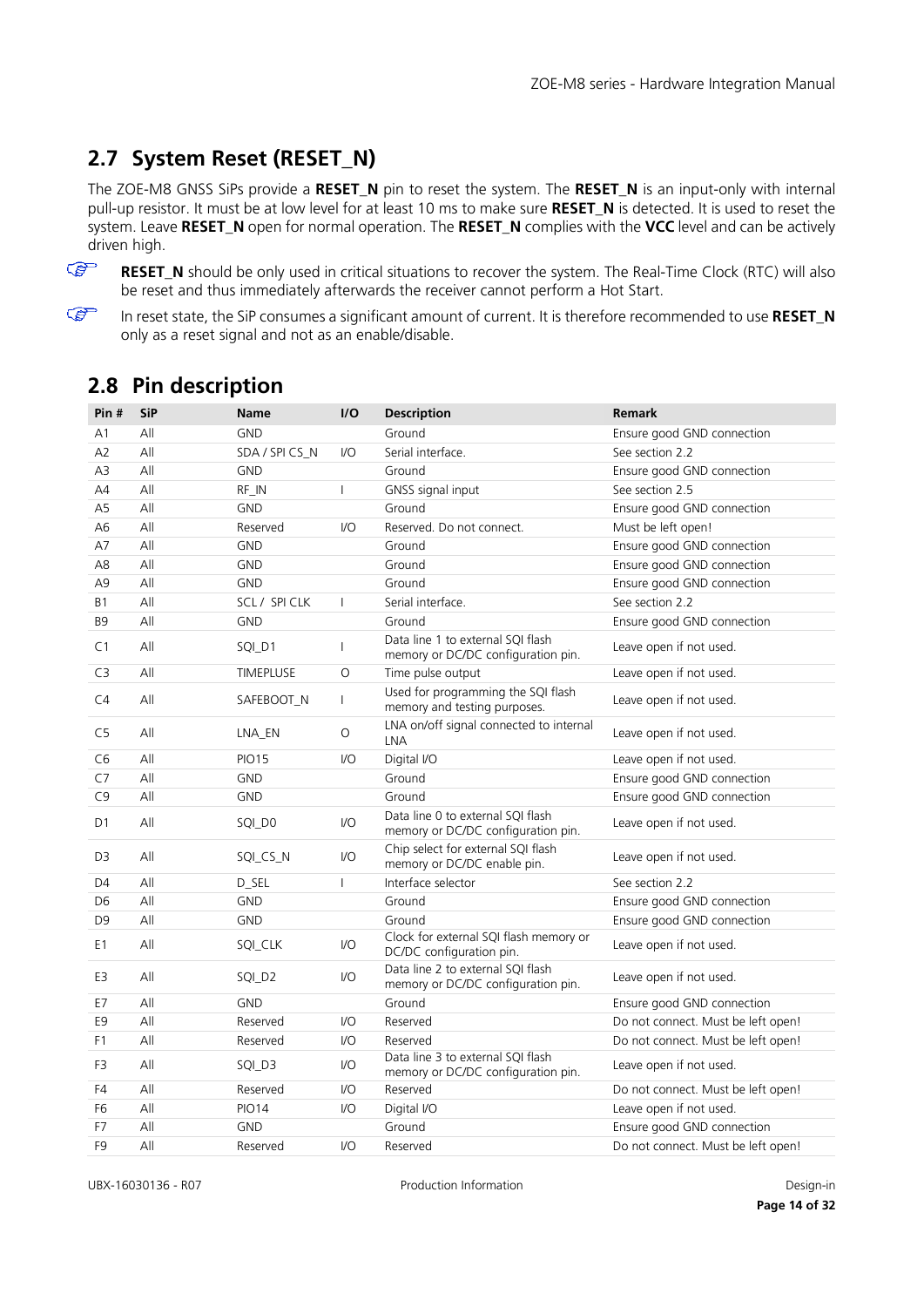## 2.7 System Reset (RESET_N)

The ZOE-M8 GNSS SiPs provide a **RESET_N** pin to reset the system. The **RESET_N** is an input-only with internal pull-up resistor. It must be at low level for at least 10 ms to make sure **RESET_N** is detected. It is used to reset the system. Leave **RESET_N** open for normal operation. The **RESET_N** complies with the **VCC** level and can be actively driven high.

☞ **RESET_N** should be only used in critical situations to recover the system. The Real-Time Clock (RTC) will also be reset and thus immediately afterwards the receiver cannot perform a Hot Start.

☞ In reset state, the SiP consumes a significant amount of current. It is therefore recommended to use **RESET_N** only as a reset signal and not as an enable/disable.

## 2.8 Pin description

| Pin # | SiP | Name | I/O | Description | Remark |
|---|---|---|---|---|---|
| A1 | All | GND | | Ground | Ensure good GND connection |
| A2 | All | SDA / SPI CS_N | I/O | Serial interface. | See section 2.2 |
| A3 | All | GND | | Ground | Ensure good GND connection |
| A4 | All | RF_IN | I | GNSS signal input | See section 2.5 |
| A5 | All | GND | | Ground | Ensure good GND connection |
| A6 | All | Reserved | I/O | Reserved. Do not connect. | Must be left open! |
| A7 | All | GND | | Ground | Ensure good GND connection |
| A8 | All | GND | | Ground | Ensure good GND connection |
| A9 | All | GND | | Ground | Ensure good GND connection |
| B1 | All | SCL / SPI CLK | I | Serial interface. | See section 2.2 |
| B9 | All | GND | | Ground | Ensure good GND connection |
| C1 | All | SQI_D1 | I | Data line 1 to external SQI flash memory or DC/DC configuration pin. | Leave open if not used. |
| C3 | All | TIMEPLUSE | O | Time pulse output | Leave open if not used. |
| C4 | All | SAFEBOOT_N | I | Used for programming the SQI flash memory and testing purposes. | Leave open if not used. |
| C5 | All | LNA_EN | O | LNA on/off signal connected to internal LNA | Leave open if not used. |
| C6 | All | PIO15 | I/O | Digital I/O | Leave open if not used. |
| C7 | All | GND | | Ground | Ensure good GND connection |
| C9 | All | GND | | Ground | Ensure good GND connection |
| D1 | All | SQI_D0 | I/O | Data line 0 to external SQI flash memory or DC/DC configuration pin. | Leave open if not used. |
| D3 | All | SQI_CS_N | I/O | Chip select for external SQI flash memory or DC/DC enable pin. | Leave open if not used. |
| D4 | All | D_SEL | I | Interface selector | See section 2.2 |
| D6 | All | GND | | Ground | Ensure good GND connection |
| D9 | All | GND | | Ground | Ensure good GND connection |
| E1 | All | SQI_CLK | I/O | Clock for external SQI flash memory or DC/DC configuration pin. | Leave open if not used. |
| E3 | All | SQI_D2 | I/O | Data line 2 to external SQI flash memory or DC/DC configuration pin. | Leave open if not used. |
| E7 | All | GND | | Ground | Ensure good GND connection |
| E9 | All | Reserved | I/O | Reserved | Do not connect. Must be left open! |
| F1 | All | Reserved | I/O | Reserved | Do not connect. Must be left open! |
| F3 | All | SQI_D3 | I/O | Data line 3 to external SQI flash memory or DC/DC configuration pin. | Leave open if not used. |
| F4 | All | Reserved | I/O | Reserved | Do not connect. Must be left open! |
| F6 | All | PIO14 | I/O | Digital I/O | Leave open if not used. |
| F7 | All | GND | | Ground | Ensure good GND connection |
| F9 | All | Reserved | I/O | Reserved | Do not connect. Must be left open! |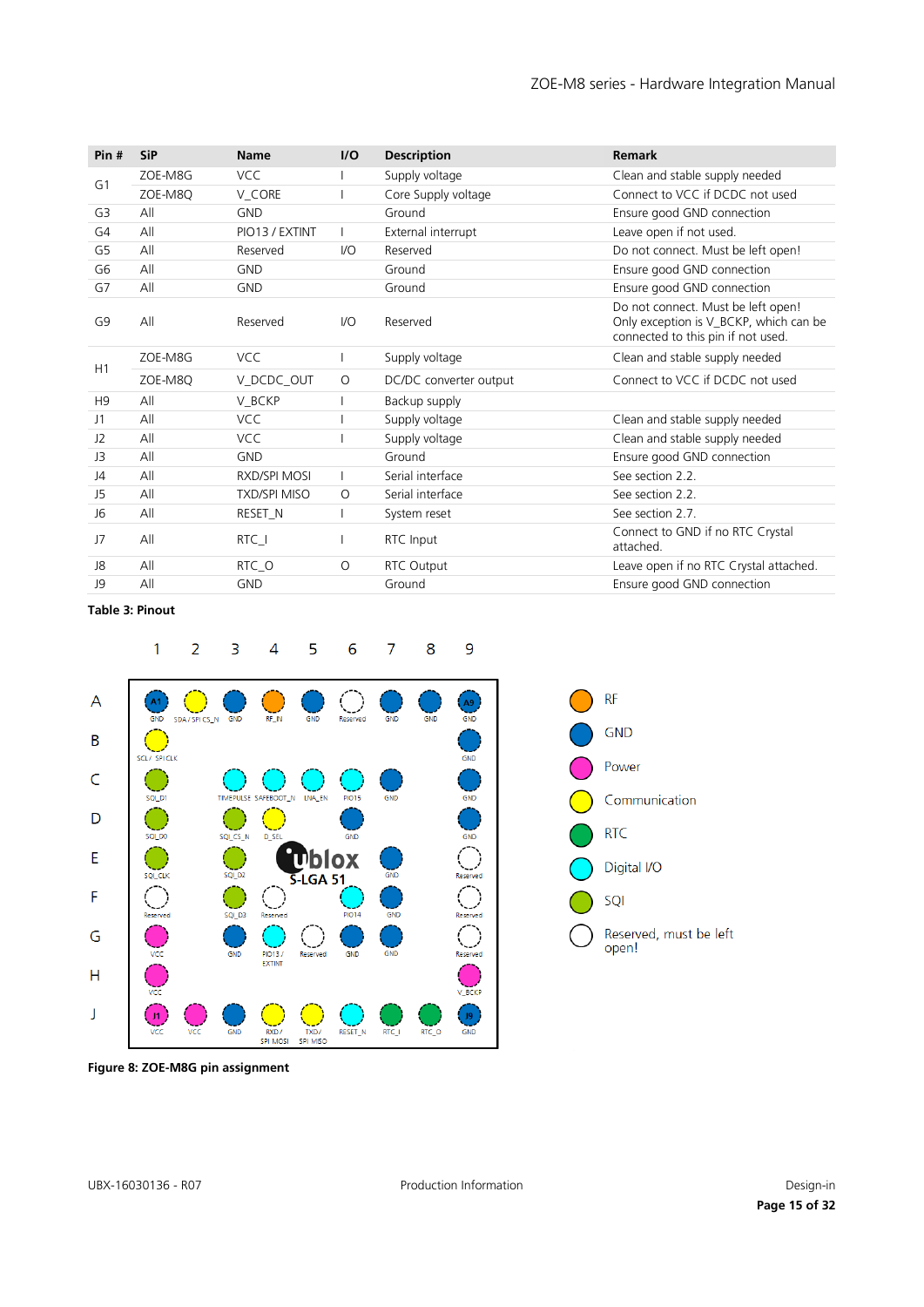| Pin # | SiP | Name | I/O | Description | Remark |
|---|---|---|---|---|---|
| G1 | ZOE-M8G | VCC | I | Supply voltage | Clean and stable supply needed |
| | ZOE-M8Q | V_CORE | I | Core Supply voltage | Connect to VCC if DCDC not used |
| G3 | All | GND | | Ground | Ensure good GND connection |
| G4 | All | PIO13 / EXTINT | I | External interrupt | Leave open if not used. |
| G5 | All | Reserved | I/O | Reserved | Do not connect. Must be left open! |
| G6 | All | GND | | Ground | Ensure good GND connection |
| G7 | All | GND | | Ground | Ensure good GND connection |
| G9 | All | Reserved | I/O | Reserved | Do not connect. Must be left open! Only exception is V_BCKP, which can be connected to this pin if not used. |
| H1 | ZOE-M8G | VCC | I | Supply voltage | Clean and stable supply needed |
| | ZOE-M8Q | V_DCDC_OUT | O | DC/DC converter output | Connect to VCC if DCDC not used |
| H9 | All | V_BCKP | I | Backup supply | |
| J1 | All | VCC | I | Supply voltage | Clean and stable supply needed |
| J2 | All | VCC | I | Supply voltage | Clean and stable supply needed |
| J3 | All | GND | | Ground | Ensure good GND connection |
| J4 | All | RXD/SPI MOSI | I | Serial interface | See section 2.2. |
| J5 | All | TXD/SPI MISO | O | Serial interface | See section 2.2. |
| J6 | All | RESET_N | I | System reset | See section 2.7. |
| J7 | All | RTC_I | I | RTC Input | Connect to GND if no RTC Crystal attached. |
| J8 | All | RTC_O | O | RTC Output | Leave open if no RTC Crystal attached. |
| J9 | All | GND | | Ground | Ensure good GND connection |

**Table 3: Pinout**

**Figure 8: ZOE-M8G pin assignment**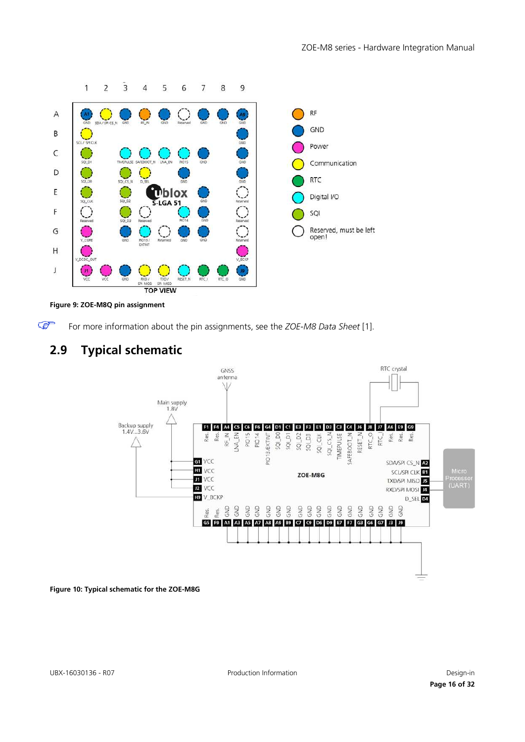Figure 9: ZOE-M8Q pin assignment

☞ For more information about the pin assignments, see the *ZOE-M8 Data Sheet* [1].

## 2.9 Typical schematic

Figure 10: Typical schematic for the ZOE-M8G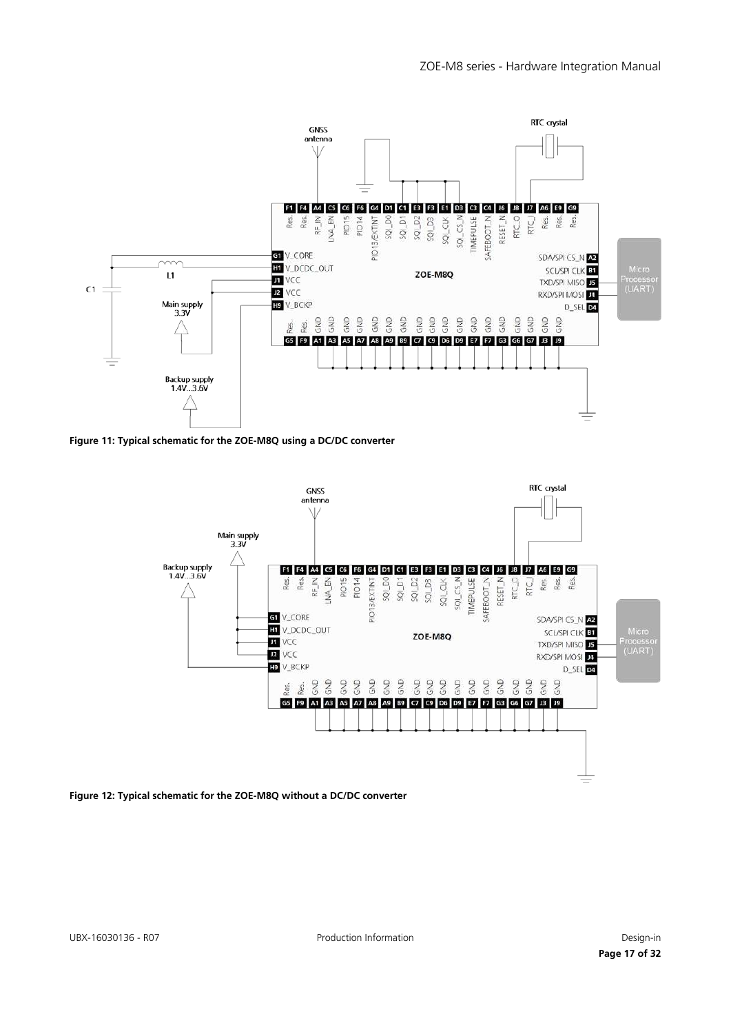**Figure 11: Typical schematic for the ZOE-M8Q using a DC/DC converter**

**Figure 12: Typical schematic for the ZOE-M8Q without a DC/DC converter**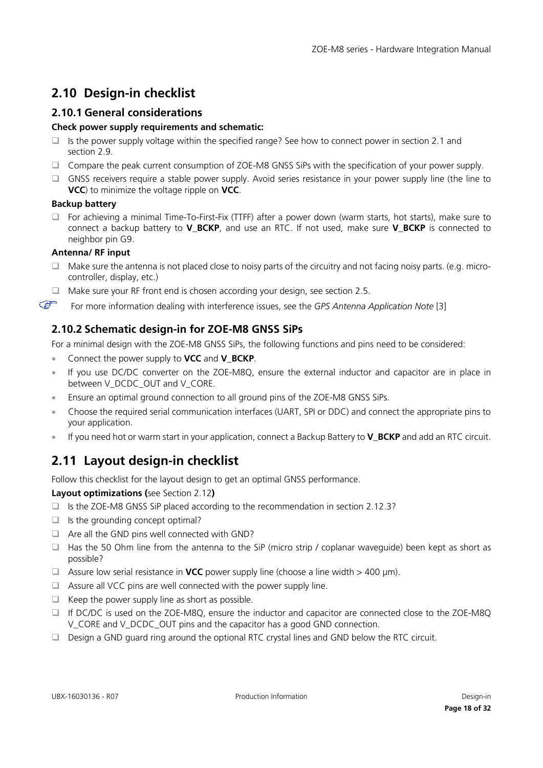## 2.10 Design-in checklist

### 2.10.1 General considerations

**Check power supply requirements and schematic:**

- ❑ Is the power supply voltage within the specified range? See how to connect power in section 2.1 and section 2.9.
- ❑ Compare the peak current consumption of ZOE-M8 GNSS SiPs with the specification of your power supply.
- ❑ GNSS receivers require a stable power supply. Avoid series resistance in your power supply line (the line to **VCC**) to minimize the voltage ripple on **VCC**.

**Backup battery**

- ❑ For achieving a minimal Time-To-First-Fix (TTFF) after a power down (warm starts, hot starts), make sure to connect a backup battery to **V_BCKP**, and use an RTC. If not used, make sure **V_BCKP** is connected to neighbor pin G9.

**Antenna/ RF input**

- ❑ Make sure the antenna is not placed close to noisy parts of the circuitry and not facing noisy parts. (e.g. micro-controller, display, etc.)
- ❑ Make sure your RF front end is chosen according your design, see section 2.5.

☞ For more information dealing with interference issues, see the *GPS Antenna Application Note* [3]

### 2.10.2 Schematic design-in for ZOE-M8 GNSS SiPs

For a minimal design with the ZOE-M8 GNSS SiPs, the following functions and pins need to be considered:

- Connect the power supply to **VCC** and **V_BCKP**.
- If you use DC/DC converter on the ZOE-M8Q, ensure the external inductor and capacitor are in place in between V_DCDC_OUT and V_CORE.
- Ensure an optimal ground connection to all ground pins of the ZOE-M8 GNSS SiPs.
- Choose the required serial communication interfaces (UART, SPI or DDC) and connect the appropriate pins to your application.
- If you need hot or warm start in your application, connect a Backup Battery to **V_BCKP** and add an RTC circuit.

## 2.11 Layout design-in checklist

Follow this checklist for the layout design to get an optimal GNSS performance.

**Layout optimizations (**see Section 2.12**)**

- ❑ Is the ZOE-M8 GNSS SiP placed according to the recommendation in section 2.12.3?
- ❑ Is the grounding concept optimal?
- ❑ Are all the GND pins well connected with GND?
- ❑ Has the 50 Ohm line from the antenna to the SiP (micro strip / coplanar waveguide) been kept as short as possible?
- ❑ Assure low serial resistance in **VCC** power supply line (choose a line width > 400 µm).
- ❑ Assure all VCC pins are well connected with the power supply line.
- ❑ Keep the power supply line as short as possible.
- ❑ If DC/DC is used on the ZOE-M8Q, ensure the inductor and capacitor are connected close to the ZOE-M8Q V_CORE and V_DCDC_OUT pins and the capacitor has a good GND connection.
- ❑ Design a GND guard ring around the optional RTC crystal lines and GND below the RTC circuit.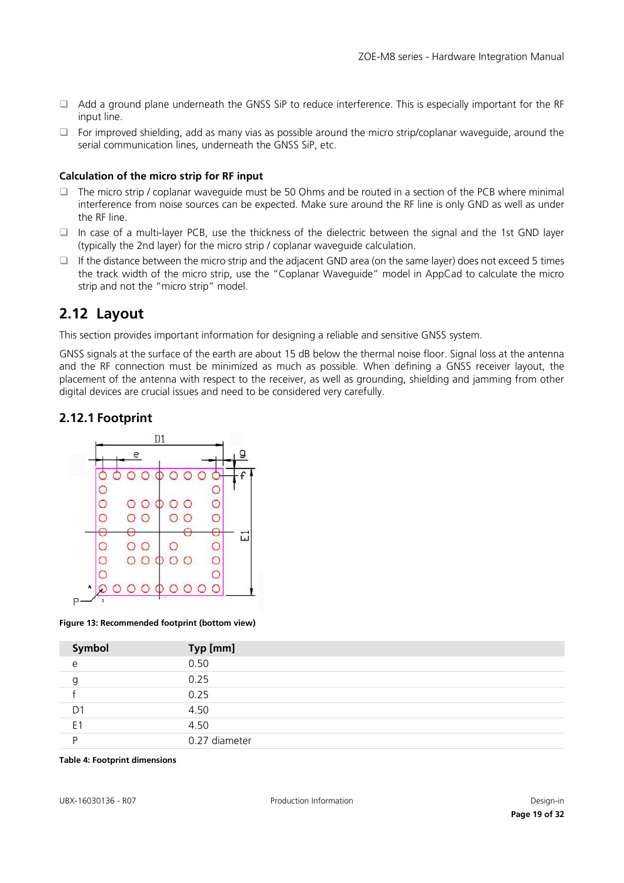- Add a ground plane underneath the GNSS SiP to reduce interference. This is especially important for the RF input line.
- For improved shielding, add as many vias as possible around the micro strip/coplanar waveguide, around the serial communication lines, underneath the GNSS SiP, etc.

**Calculation of the micro strip for RF input**

- The micro strip / coplanar waveguide must be 50 Ohms and be routed in a section of the PCB where minimal interference from noise sources can be expected. Make sure around the RF line is only GND as well as under the RF line.
- In case of a multi-layer PCB, use the thickness of the dielectric between the signal and the 1st GND layer (typically the 2nd layer) for the micro strip / coplanar waveguide calculation.
- If the distance between the micro strip and the adjacent GND area (on the same layer) does not exceed 5 times the track width of the micro strip, use the "Coplanar Waveguide" model in AppCad to calculate the micro strip and not the "micro strip" model.

## 2.12 Layout

This section provides important information for designing a reliable and sensitive GNSS system.

GNSS signals at the surface of the earth are about 15 dB below the thermal noise floor. Signal loss at the antenna and the RF connection must be minimized as much as possible. When defining a GNSS receiver layout, the placement of the antenna with respect to the receiver, as well as grounding, shielding and jamming from other digital devices are crucial issues and need to be considered very carefully.

### 2.12.1 Footprint

**Figure 13: Recommended footprint (bottom view)**

| Symbol | Typ [mm] |
|---|---|
| e | 0.50 |
| g | 0.25 |
| f | 0.25 |
| D1 | 4.50 |
| E1 | 4.50 |
| P | 0.27 diameter |

**Table 4: Footprint dimensions**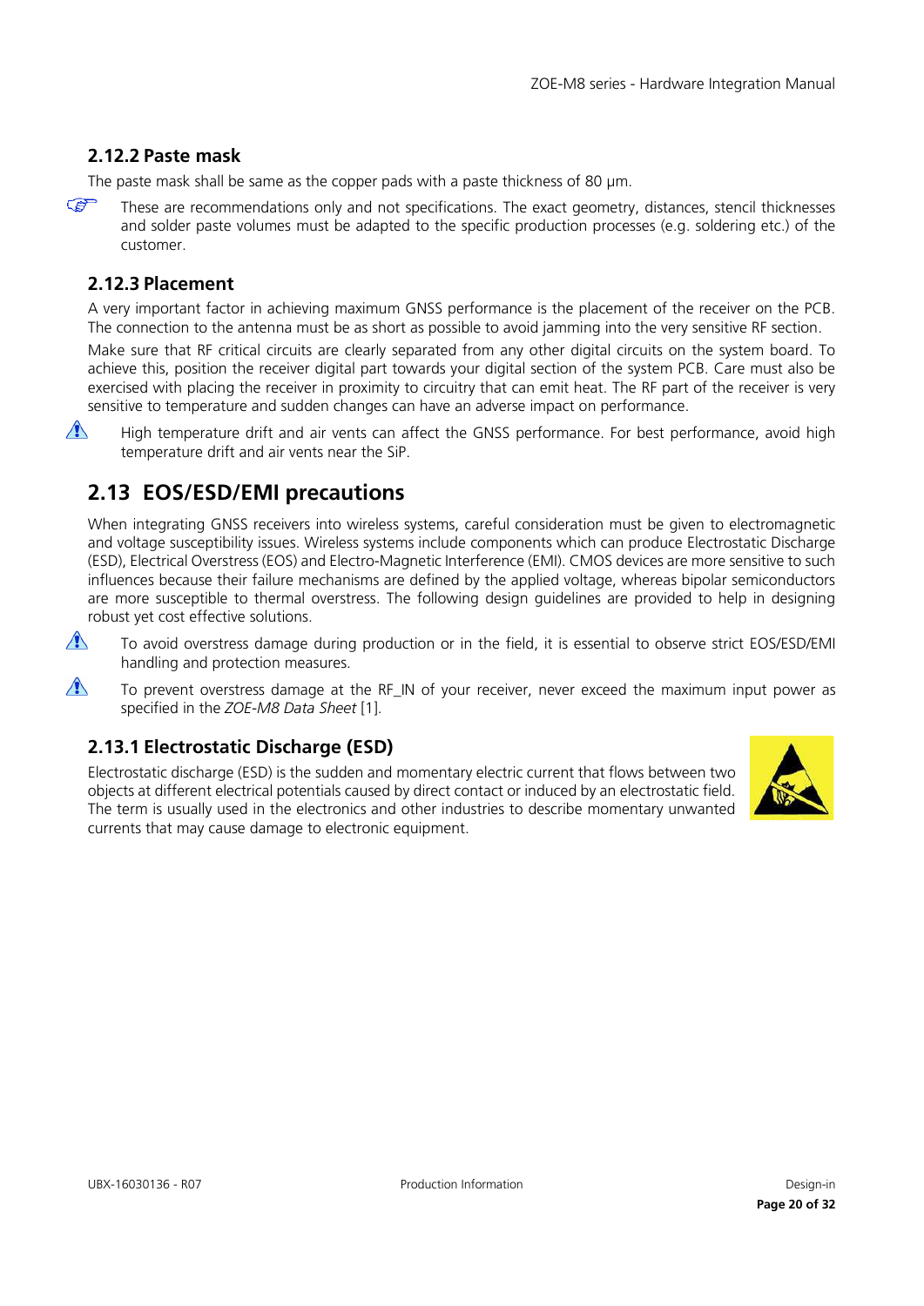### 2.12.2 Paste mask

The paste mask shall be same as the copper pads with a paste thickness of 80 µm.

☞ These are recommendations only and not specifications. The exact geometry, distances, stencil thicknesses and solder paste volumes must be adapted to the specific production processes (e.g. soldering etc.) of the customer.

### 2.12.3 Placement

A very important factor in achieving maximum GNSS performance is the placement of the receiver on the PCB. The connection to the antenna must be as short as possible to avoid jamming into the very sensitive RF section.

Make sure that RF critical circuits are clearly separated from any other digital circuits on the system board. To achieve this, position the receiver digital part towards your digital section of the system PCB. Care must also be exercised with placing the receiver in proximity to circuitry that can emit heat. The RF part of the receiver is very sensitive to temperature and sudden changes can have an adverse impact on performance.

⚠ High temperature drift and air vents can affect the GNSS performance. For best performance, avoid high temperature drift and air vents near the SiP.

## 2.13 EOS/ESD/EMI precautions

When integrating GNSS receivers into wireless systems, careful consideration must be given to electromagnetic and voltage susceptibility issues. Wireless systems include components which can produce Electrostatic Discharge (ESD), Electrical Overstress (EOS) and Electro-Magnetic Interference (EMI). CMOS devices are more sensitive to such influences because their failure mechanisms are defined by the applied voltage, whereas bipolar semiconductors are more susceptible to thermal overstress. The following design guidelines are provided to help in designing robust yet cost effective solutions.

⚠ To avoid overstress damage during production or in the field, it is essential to observe strict EOS/ESD/EMI handling and protection measures.

⚠ To prevent overstress damage at the RF_IN of your receiver, never exceed the maximum input power as specified in the *ZOE-M8 Data Sheet* [1].

### 2.13.1 Electrostatic Discharge (ESD)

Electrostatic discharge (ESD) is the sudden and momentary electric current that flows between two objects at different electrical potentials caused by direct contact or induced by an electrostatic field. The term is usually used in the electronics and other industries to describe momentary unwanted currents that may cause damage to electronic equipment.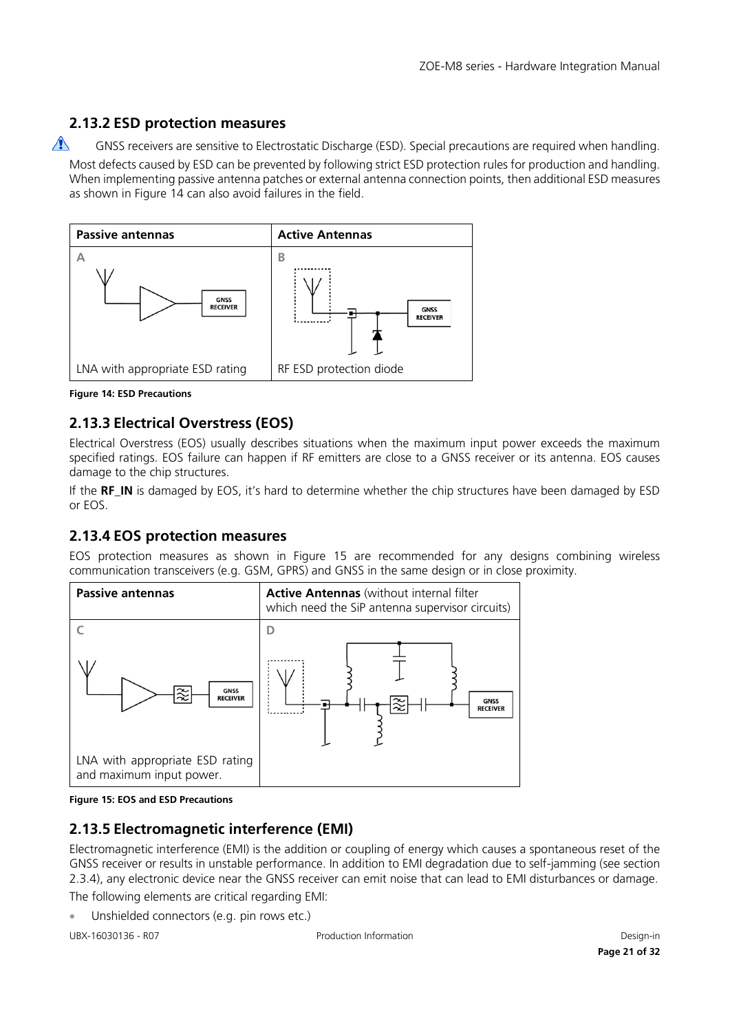### 2.13.2 ESD protection measures

⚠ GNSS receivers are sensitive to Electrostatic Discharge (ESD). Special precautions are required when handling.

Most defects caused by ESD can be prevented by following strict ESD protection rules for production and handling. When implementing passive antenna patches or external antenna connection points, then additional ESD measures as shown in Figure 14 can also avoid failures in the field.

| Passive antennas | Active Antennas |
|---|---|
| A | B |
| LNA with appropriate ESD rating | RF ESD protection diode |

**Figure 14: ESD Precautions**

### 2.13.3 Electrical Overstress (EOS)

Electrical Overstress (EOS) usually describes situations when the maximum input power exceeds the maximum specified ratings. EOS failure can happen if RF emitters are close to a GNSS receiver or its antenna. EOS causes damage to the chip structures.

If the **RF_IN** is damaged by EOS, it's hard to determine whether the chip structures have been damaged by ESD or EOS.

### 2.13.4 EOS protection measures

EOS protection measures as shown in Figure 15 are recommended for any designs combining wireless communication transceivers (e.g. GSM, GPRS) and GNSS in the same design or in close proximity.

| Passive antennas | **Active Antennas** (without internal filter which need the SiP antenna supervisor circuits) |
|---|---|
| C | D |
| LNA with appropriate ESD rating and maximum input power. | |

**Figure 15: EOS and ESD Precautions**

### 2.13.5 Electromagnetic interference (EMI)

Electromagnetic interference (EMI) is the addition or coupling of energy which causes a spontaneous reset of the GNSS receiver or results in unstable performance. In addition to EMI degradation due to self-jamming (see section 2.3.4), any electronic device near the GNSS receiver can emit noise that can lead to EMI disturbances or damage.

The following elements are critical regarding EMI:

- Unshielded connectors (e.g. pin rows etc.)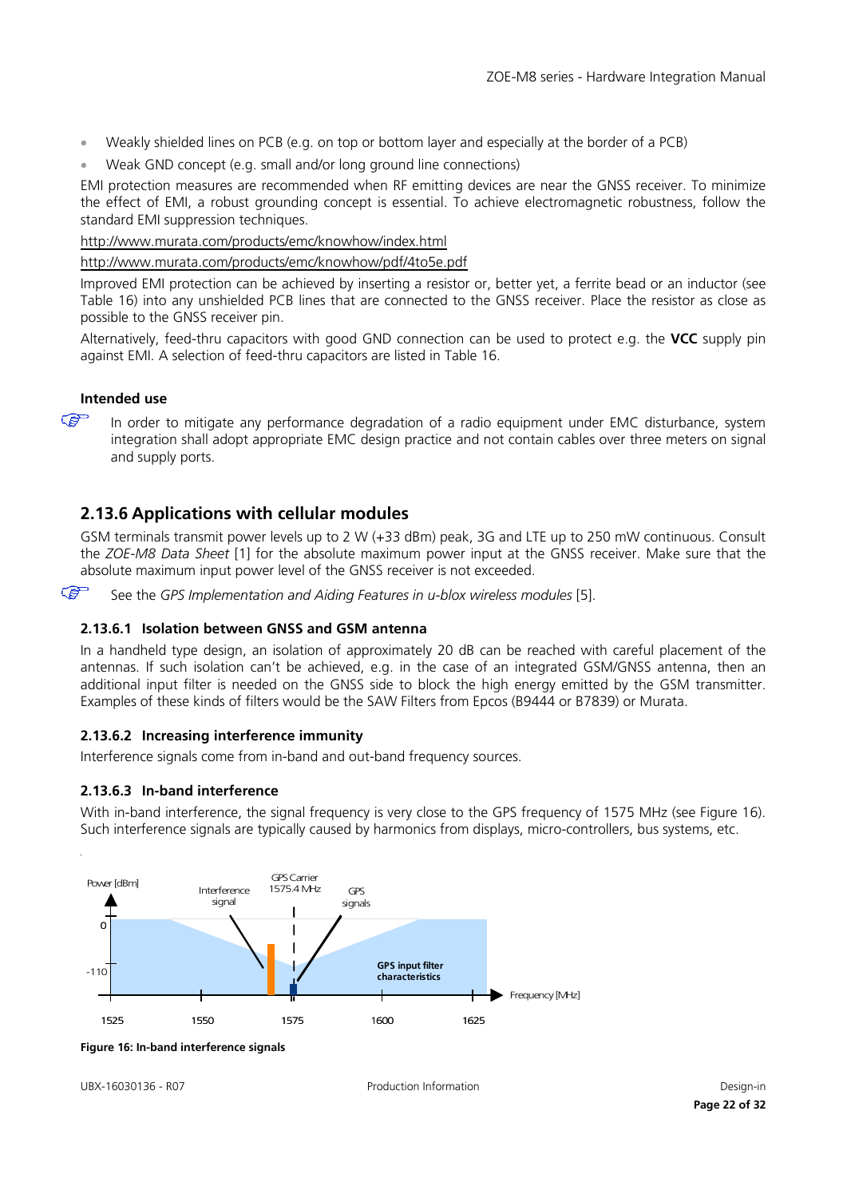- Weakly shielded lines on PCB (e.g. on top or bottom layer and especially at the border of a PCB)
- Weak GND concept (e.g. small and/or long ground line connections)

EMI protection measures are recommended when RF emitting devices are near the GNSS receiver. To minimize the effect of EMI, a robust grounding concept is essential. To achieve electromagnetic robustness, follow the standard EMI suppression techniques.

http://www.murata.com/products/emc/knowhow/index.html

http://www.murata.com/products/emc/knowhow/pdf/4to5e.pdf

Improved EMI protection can be achieved by inserting a resistor or, better yet, a ferrite bead or an inductor (see Table 16) into any unshielded PCB lines that are connected to the GNSS receiver. Place the resistor as close as possible to the GNSS receiver pin.

Alternatively, feed-thru capacitors with good GND connection can be used to protect e.g. the **VCC** supply pin against EMI. A selection of feed-thru capacitors are listed in Table 16.

**Intended use**

In order to mitigate any performance degradation of a radio equipment under EMC disturbance, system integration shall adopt appropriate EMC design practice and not contain cables over three meters on signal and supply ports.

## 2.13.6 Applications with cellular modules

GSM terminals transmit power levels up to 2 W (+33 dBm) peak, 3G and LTE up to 250 mW continuous. Consult the *ZOE-M8 Data Sheet* [1] for the absolute maximum power input at the GNSS receiver. Make sure that the absolute maximum input power level of the GNSS receiver is not exceeded.

See the *GPS Implementation and Aiding Features in u-blox wireless modules* [5].

### 2.13.6.1 Isolation between GNSS and GSM antenna

In a handheld type design, an isolation of approximately 20 dB can be reached with careful placement of the antennas. If such isolation can't be achieved, e.g. in the case of an integrated GSM/GNSS antenna, then an additional input filter is needed on the GNSS side to block the high energy emitted by the GSM transmitter. Examples of these kinds of filters would be the SAW Filters from Epcos (B9444 or B7839) or Murata.

### 2.13.6.2 Increasing interference immunity

Interference signals come from in-band and out-band frequency sources.

### 2.13.6.3 In-band interference

With in-band interference, the signal frequency is very close to the GPS frequency of 1575 MHz (see Figure 16). Such interference signals are typically caused by harmonics from displays, micro-controllers, bus systems, etc.

**Figure 16: In-band interference signals**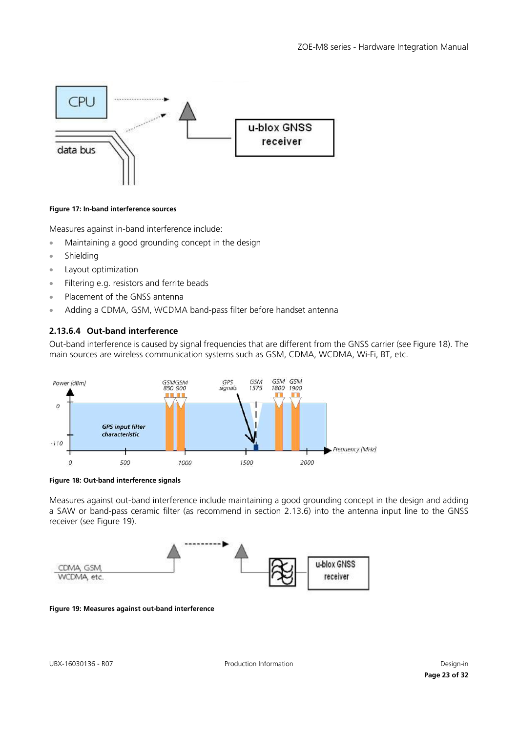Figure 17: In-band interference sources

Measures against in-band interference include:

- Maintaining a good grounding concept in the design
- Shielding
- Layout optimization
- Filtering e.g. resistors and ferrite beads
- Placement of the GNSS antenna
- Adding a CDMA, GSM, WCDMA band-pass filter before handset antenna

### 2.13.6.4 Out-band interference

Out-band interference is caused by signal frequencies that are different from the GNSS carrier (see Figure 18). The main sources are wireless communication systems such as GSM, CDMA, WCDMA, Wi-Fi, BT, etc.

Figure 18: Out-band interference signals

Measures against out-band interference include maintaining a good grounding concept in the design and adding a SAW or band-pass ceramic filter (as recommend in section 2.13.6) into the antenna input line to the GNSS receiver (see Figure 19).

Figure 19: Measures against out-band interference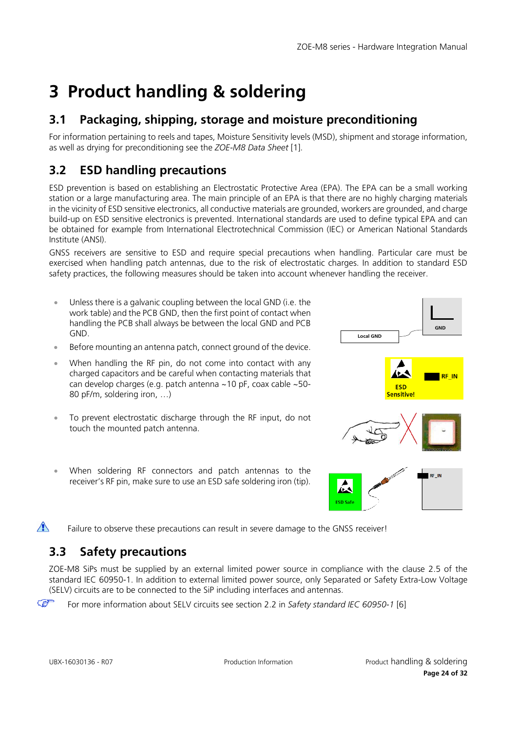# 3 Product handling & soldering

## 3.1 Packaging, shipping, storage and moisture preconditioning

For information pertaining to reels and tapes, Moisture Sensitivity levels (MSD), shipment and storage information, as well as drying for preconditioning see the *ZOE-M8 Data Sheet* [1].

## 3.2 ESD handling precautions

ESD prevention is based on establishing an Electrostatic Protective Area (EPA). The EPA can be a small working station or a large manufacturing area. The main principle of an EPA is that there are no highly charging materials in the vicinity of ESD sensitive electronics, all conductive materials are grounded, workers are grounded, and charge build-up on ESD sensitive electronics is prevented. International standards are used to define typical EPA and can be obtained for example from International Electrotechnical Commission (IEC) or American National Standards Institute (ANSI).

GNSS receivers are sensitive to ESD and require special precautions when handling. Particular care must be exercised when handling patch antennas, due to the risk of electrostatic charges. In addition to standard ESD safety practices, the following measures should be taken into account whenever handling the receiver.

- Unless there is a galvanic coupling between the local GND (i.e. the work table) and the PCB GND, then the first point of contact when handling the PCB shall always be between the local GND and PCB GND.
- Before mounting an antenna patch, connect ground of the device.
- When handling the RF pin, do not come into contact with any charged capacitors and be careful when contacting materials that can develop charges (e.g. patch antenna ~10 pF, coax cable ~50-80 pF/m, soldering iron, …)
- To prevent electrostatic discharge through the RF input, do not touch the mounted patch antenna.
- When soldering RF connectors and patch antennas to the receiver's RF pin, make sure to use an ESD safe soldering iron (tip).

⚠ Failure to observe these precautions can result in severe damage to the GNSS receiver!

## 3.3 Safety precautions

ZOE-M8 SiPs must be supplied by an external limited power source in compliance with the clause 2.5 of the standard IEC 60950-1. In addition to external limited power source, only Separated or Safety Extra-Low Voltage (SELV) circuits are to be connected to the SiP including interfaces and antennas.

☞ For more information about SELV circuits see section 2.2 in *Safety standard IEC 60950-1* [6]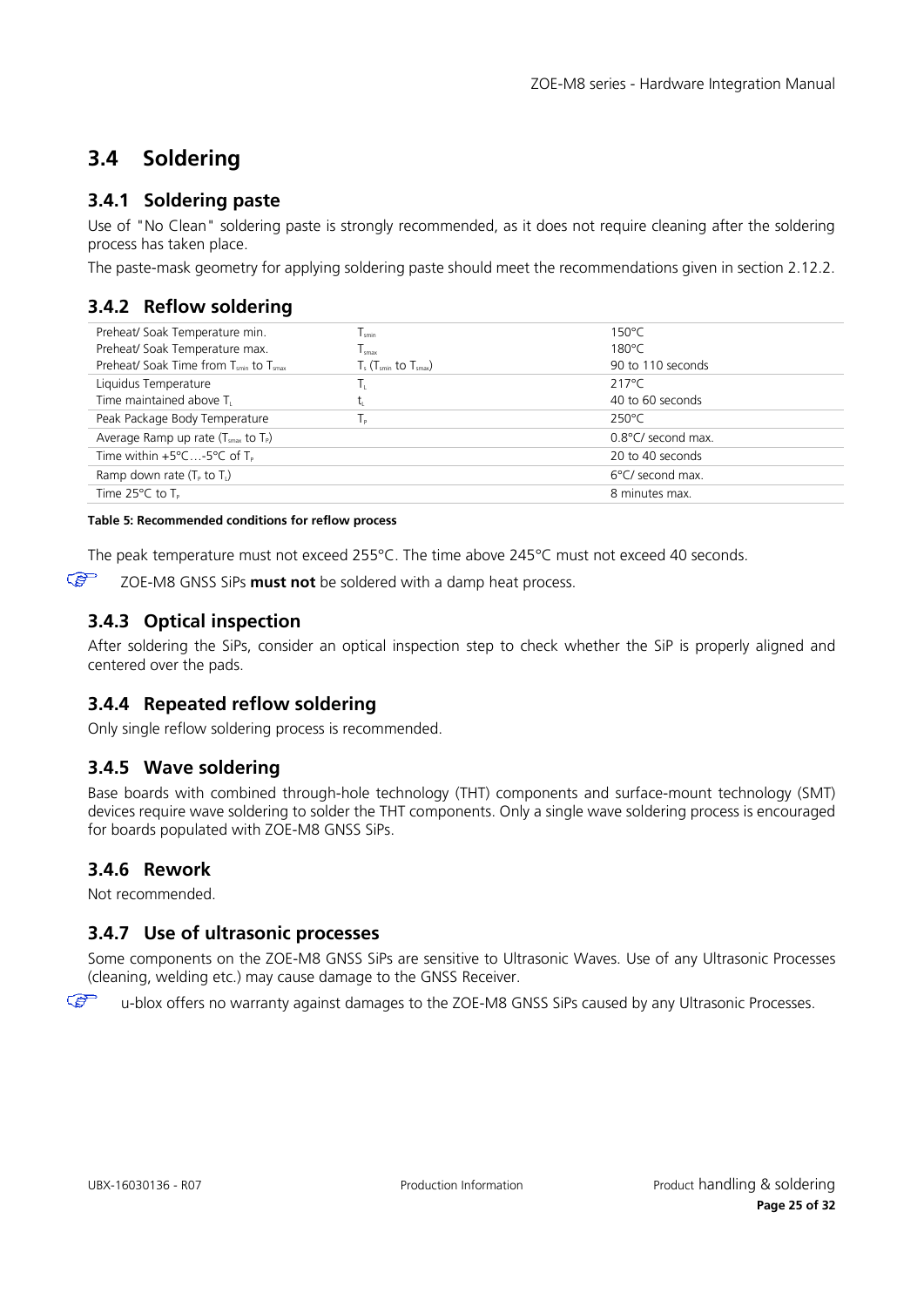## 3.4 Soldering

### 3.4.1 Soldering paste

Use of "No Clean" soldering paste is strongly recommended, as it does not require cleaning after the soldering process has taken place.

The paste-mask geometry for applying soldering paste should meet the recommendations given in section 2.12.2.

### 3.4.2 Reflow soldering

| | | |
|---|---|---|
| Preheat/ Soak Temperature min. | $T_{smin}$ | 150°C |
| Preheat/ Soak Temperature max. | $T_{smax}$ | 180°C |
| Preheat/ Soak Time from $T_{smin}$ to $T_{smax}$ | $T_s$ ($T_{smin}$ to $T_{smax}$) | 90 to 110 seconds |
| Liquidus Temperature | $T_L$ | 217°C |
| Time maintained above $T_L$ | $t_L$ | 40 to 60 seconds |
| Peak Package Body Temperature | $T_P$ | 250°C |
| Average Ramp up rate ($T_{smax}$ to $T_P$) | | 0.8°C/ second max. |
| Time within +5°C…-5°C of $T_P$ | | 20 to 40 seconds |
| Ramp down rate ($T_P$ to $T_L$) | | 6°C/ second max. |
| Time 25°C to $T_P$ | | 8 minutes max. |

**Table 5: Recommended conditions for reflow process**

The peak temperature must not exceed 255°C. The time above 245°C must not exceed 40 seconds.

☞ ZOE-M8 GNSS SiPs **must not** be soldered with a damp heat process.

### 3.4.3 Optical inspection

After soldering the SiPs, consider an optical inspection step to check whether the SiP is properly aligned and centered over the pads.

### 3.4.4 Repeated reflow soldering

Only single reflow soldering process is recommended.

### 3.4.5 Wave soldering

Base boards with combined through-hole technology (THT) components and surface-mount technology (SMT) devices require wave soldering to solder the THT components. Only a single wave soldering process is encouraged for boards populated with ZOE-M8 GNSS SiPs.

### 3.4.6 Rework

Not recommended.

### 3.4.7 Use of ultrasonic processes

Some components on the ZOE-M8 GNSS SiPs are sensitive to Ultrasonic Waves. Use of any Ultrasonic Processes (cleaning, welding etc.) may cause damage to the GNSS Receiver.

☞ u-blox offers no warranty against damages to the ZOE-M8 GNSS SiPs caused by any Ultrasonic Processes.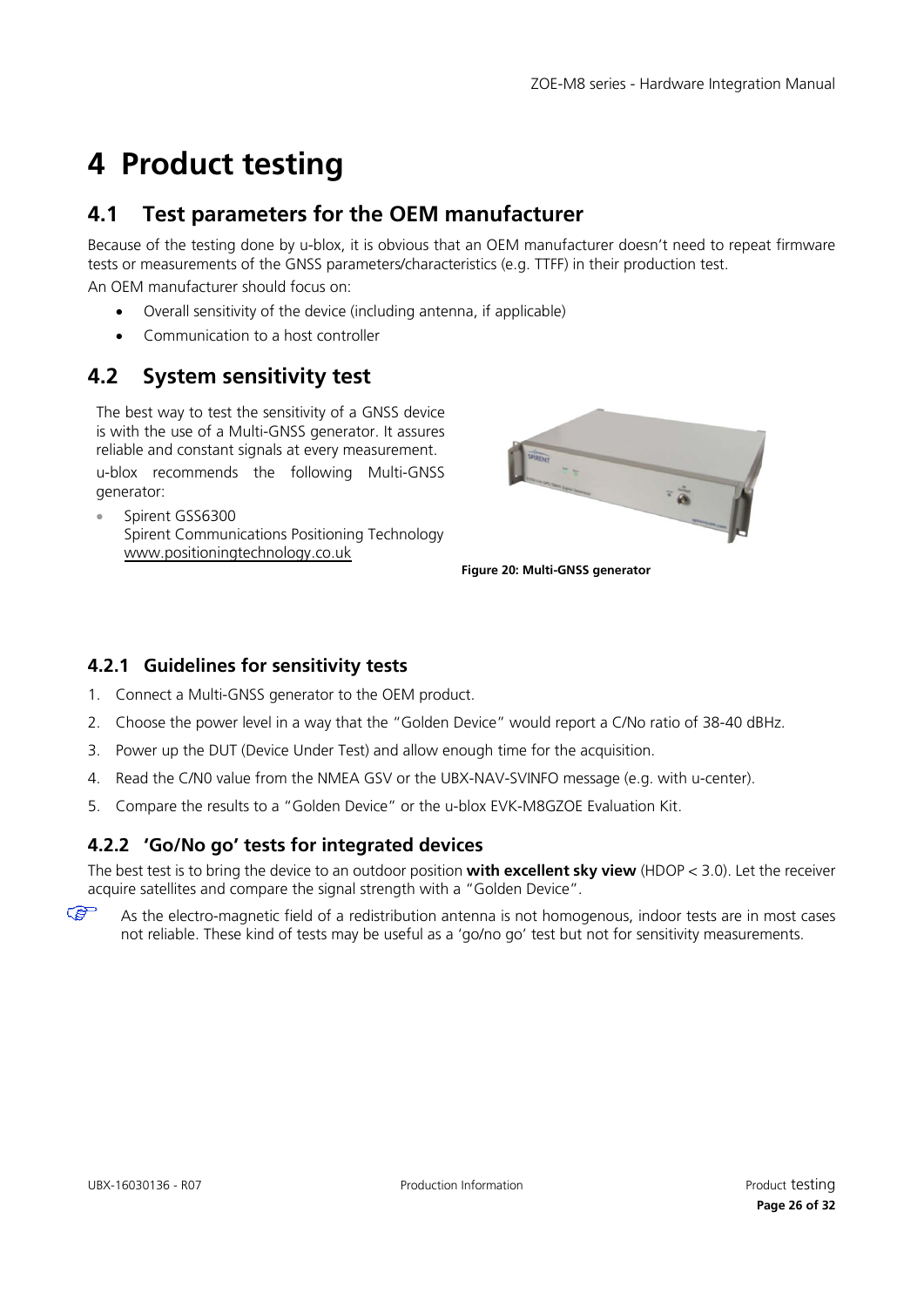# 4 Product testing

## 4.1 Test parameters for the OEM manufacturer

Because of the testing done by u-blox, it is obvious that an OEM manufacturer doesn't need to repeat firmware tests or measurements of the GNSS parameters/characteristics (e.g. TTFF) in their production test.

An OEM manufacturer should focus on:

- Overall sensitivity of the device (including antenna, if applicable)
- Communication to a host controller

## 4.2 System sensitivity test

The best way to test the sensitivity of a GNSS device is with the use of a Multi-GNSS generator. It assures reliable and constant signals at every measurement.

u-blox recommends the following Multi-GNSS generator:

- Spirent GSS6300
  Spirent Communications Positioning Technology
  www.positioningtechnology.co.uk

**Figure 20: Multi-GNSS generator**

### 4.2.1 Guidelines for sensitivity tests

1. Connect a Multi-GNSS generator to the OEM product.
2. Choose the power level in a way that the "Golden Device" would report a C/No ratio of 38-40 dBHz.
3. Power up the DUT (Device Under Test) and allow enough time for the acquisition.
4. Read the C/N0 value from the NMEA GSV or the UBX-NAV-SVINFO message (e.g. with u-center).
5. Compare the results to a "Golden Device" or the u-blox EVK-M8GZOE Evaluation Kit.

### 4.2.2 'Go/No go' tests for integrated devices

The best test is to bring the device to an outdoor position **with excellent sky view** (HDOP < 3.0). Let the receiver acquire satellites and compare the signal strength with a "Golden Device".

☞ As the electro-magnetic field of a redistribution antenna is not homogenous, indoor tests are in most cases not reliable. These kind of tests may be useful as a 'go/no go' test but not for sensitivity measurements.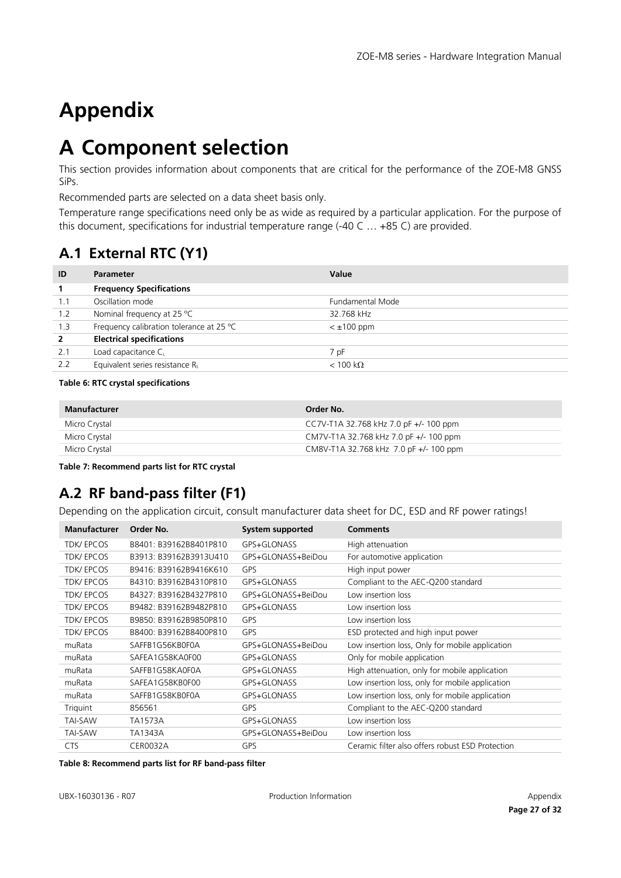# Appendix

# A Component selection

This section provides information about components that are critical for the performance of the ZOE-M8 GNSS SiPs.

Recommended parts are selected on a data sheet basis only.

Temperature range specifications need only be as wide as required by a particular application. For the purpose of this document, specifications for industrial temperature range (-40 C … +85 C) are provided.

## A.1 External RTC (Y1)

| ID | Parameter | Value |
|---|---|---|
| **1** | **Frequency Specifications** | |
| 1.1 | Oscillation mode | Fundamental Mode |
| 1.2 | Nominal frequency at 25 °C | 32.768 kHz |
| 1.3 | Frequency calibration tolerance at 25 °C | < ±100 ppm |
| **2** | **Electrical specifications** | |
| 2.1 | Load capacitance $C_L$ | 7 pF |
| 2.2 | Equivalent series resistance $R_s$ | < 100 kΩ |

**Table 6: RTC crystal specifications**

| Manufacturer | Order No. |
|---|---|
| Micro Crystal | CC7V-T1A 32.768 kHz 7.0 pF +/- 100 ppm |
| Micro Crystal | CM7V-T1A 32.768 kHz 7.0 pF +/- 100 ppm |
| Micro Crystal | CM8V-T1A 32.768 kHz 7.0 pF +/- 100 ppm |

**Table 7: Recommend parts list for RTC crystal**

## A.2 RF band-pass filter (F1)

Depending on the application circuit, consult manufacturer data sheet for DC, ESD and RF power ratings!

| Manufacturer | Order No. | System supported | Comments |
|---|---|---|---|
| TDK/ EPCOS | B8401: B39162B8401P810 | GPS+GLONASS | High attenuation |
| TDK/ EPCOS | B3913: B39162B3913U410 | GPS+GLONASS+BeiDou | For automotive application |
| TDK/ EPCOS | B9416: B39162B9416K610 | GPS | High input power |
| TDK/ EPCOS | B4310: B39162B4310P810 | GPS+GLONASS | Compliant to the AEC-Q200 standard |
| TDK/ EPCOS | B4327: B39162B4327P810 | GPS+GLONASS+BeiDou | Low insertion loss |
| TDK/ EPCOS | B9482: B39162B9482P810 | GPS+GLONASS | Low insertion loss |
| TDK/ EPCOS | B9850: B39162B9850P810 | GPS | Low insertion loss |
| TDK/ EPCOS | B8400: B39162B8400P810 | GPS | ESD protected and high input power |
| muRata | SAFFB1G56KB0F0A | GPS+GLONASS+BeiDou | Low insertion loss, Only for mobile application |
| muRata | SAFEA1G58KA0F00 | GPS+GLONASS | Only for mobile application |
| muRata | SAFFB1G58KA0F0A | GPS+GLONASS | High attenuation, only for mobile application |
| muRata | SAFEA1G58KB0F00 | GPS+GLONASS | Low insertion loss, only for mobile application |
| muRata | SAFFB1G58KB0F0A | GPS+GLONASS | Low insertion loss, only for mobile application |
| Triquint | 856561 | GPS | Compliant to the AEC-Q200 standard |
| TAI-SAW | TA1573A | GPS+GLONASS | Low insertion loss |
| TAI-SAW | TA1343A | GPS+GLONASS+BeiDou | Low insertion loss |
| CTS | CER0032A | GPS | Ceramic filter also offers robust ESD Protection |

**Table 8: Recommend parts list for RF band-pass filter**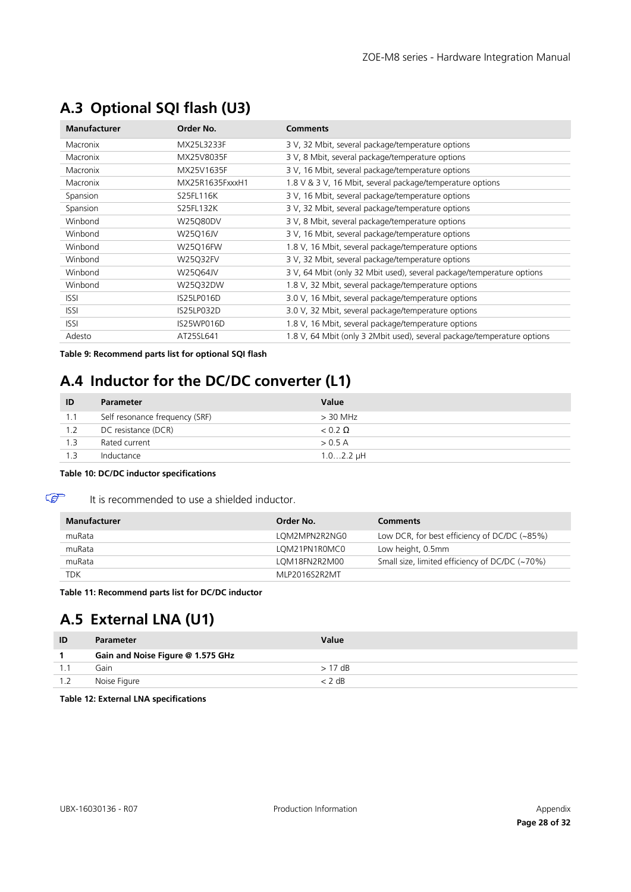## A.3 Optional SQI flash (U3)

| Manufacturer | Order No. | Comments |
|---|---|---|
| Macronix | MX25L3233F | 3 V, 32 Mbit, several package/temperature options |
| Macronix | MX25V8035F | 3 V, 8 Mbit, several package/temperature options |
| Macronix | MX25V1635F | 3 V, 16 Mbit, several package/temperature options |
| Macronix | MX25R1635FxxxH1 | 1.8 V & 3 V, 16 Mbit, several package/temperature options |
| Spansion | S25FL116K | 3 V, 16 Mbit, several package/temperature options |
| Spansion | S25FL132K | 3 V, 32 Mbit, several package/temperature options |
| Winbond | W25Q80DV | 3 V, 8 Mbit, several package/temperature options |
| Winbond | W25Q16JV | 3 V, 16 Mbit, several package/temperature options |
| Winbond | W25Q16FW | 1.8 V, 16 Mbit, several package/temperature options |
| Winbond | W25Q32FV | 3 V, 32 Mbit, several package/temperature options |
| Winbond | W25Q64JV | 3 V, 64 Mbit (only 32 Mbit used), several package/temperature options |
| Winbond | W25Q32DW | 1.8 V, 32 Mbit, several package/temperature options |
| ISSI | IS25LP016D | 3.0 V, 16 Mbit, several package/temperature options |
| ISSI | IS25LP032D | 3.0 V, 32 Mbit, several package/temperature options |
| ISSI | IS25WP016D | 1.8 V, 16 Mbit, several package/temperature options |
| Adesto | AT25SL641 | 1.8 V, 64 Mbit (only 3 2Mbit used), several package/temperature options |

**Table 9: Recommend parts list for optional SQI flash**

## A.4 Inductor for the DC/DC converter (L1)

| ID | Parameter | Value |
|---|---|---|
| 1.1 | Self resonance frequency (SRF) | > 30 MHz |
| 1.2 | DC resistance (DCR) | < 0.2 Ω |
| 1.3 | Rated current | > 0.5 A |
| 1.3 | Inductance | 1.0…2.2 µH |

**Table 10: DC/DC inductor specifications**

☞ It is recommended to use a shielded inductor.

| Manufacturer | Order No. | Comments |
|---|---|---|
| muRata | LQM2MPN2R2NG0 | Low DCR, for best efficiency of DC/DC (~85%) |
| muRata | LQM21PN1R0MC0 | Low height, 0.5mm |
| muRata | LQM18FN2R2M00 | Small size, limited efficiency of DC/DC (~70%) |
| TDK | MLP2016S2R2MT | |

**Table 11: Recommend parts list for DC/DC inductor**

## A.5 External LNA (U1)

| ID | Parameter | Value |
|---|---|---|
| **1** | **Gain and Noise Figure @ 1.575 GHz** | |
| 1.1 | Gain | > 17 dB |
| 1.2 | Noise Figure | < 2 dB |

**Table 12: External LNA specifications**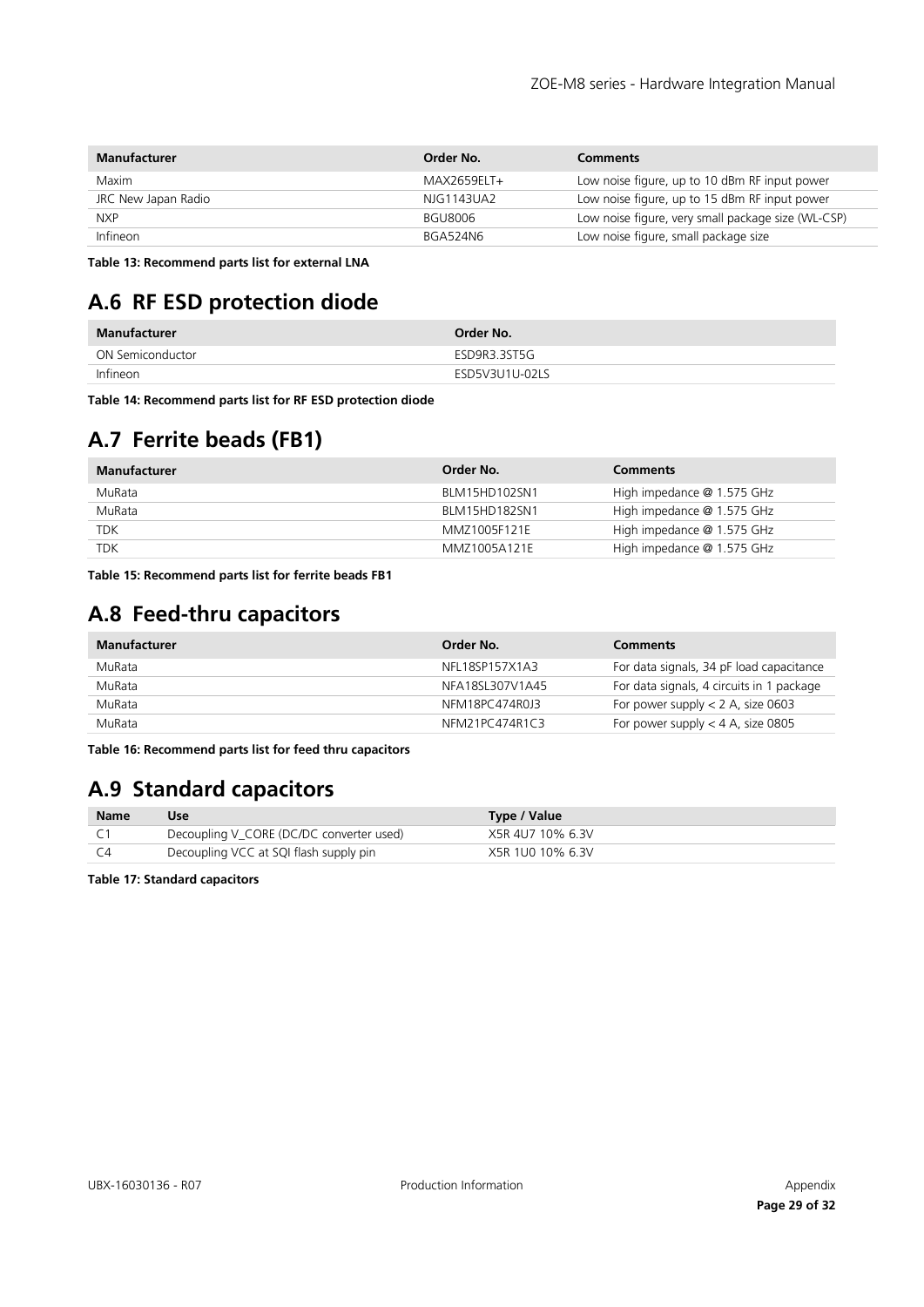| Manufacturer | Order No. | Comments |
|---|---|---|
| Maxim | MAX2659ELT+ | Low noise figure, up to 10 dBm RF input power |
| JRC New Japan Radio | NJG1143UA2 | Low noise figure, up to 15 dBm RF input power |
| NXP | BGU8006 | Low noise figure, very small package size (WL-CSP) |
| Infineon | BGA524N6 | Low noise figure, small package size |

**Table 13: Recommend parts list for external LNA**

## A.6 RF ESD protection diode

| Manufacturer | Order No. |
|---|---|
| ON Semiconductor | ESD9R3.3ST5G |
| Infineon | ESD5V3U1U-02LS |

**Table 14: Recommend parts list for RF ESD protection diode**

## A.7 Ferrite beads (FB1)

| Manufacturer | Order No. | Comments |
|---|---|---|
| MuRata | BLM15HD102SN1 | High impedance @ 1.575 GHz |
| MuRata | BLM15HD182SN1 | High impedance @ 1.575 GHz |
| TDK | MMZ1005F121E | High impedance @ 1.575 GHz |
| TDK | MMZ1005A121E | High impedance @ 1.575 GHz |

**Table 15: Recommend parts list for ferrite beads FB1**

## A.8 Feed-thru capacitors

| Manufacturer | Order No. | Comments |
|---|---|---|
| MuRata | NFL18SP157X1A3 | For data signals, 34 pF load capacitance |
| MuRata | NFA18SL307V1A45 | For data signals, 4 circuits in 1 package |
| MuRata | NFM18PC474R0J3 | For power supply < 2 A, size 0603 |
| MuRata | NFM21PC474R1C3 | For power supply < 4 A, size 0805 |

**Table 16: Recommend parts list for feed thru capacitors**

## A.9 Standard capacitors

| Name | Use | Type / Value |
|---|---|---|
| C1 | Decoupling V_CORE (DC/DC converter used) | X5R 4U7 10% 6.3V |
| C4 | Decoupling VCC at SQI flash supply pin | X5R 1U0 10% 6.3V |

**Table 17: Standard capacitors**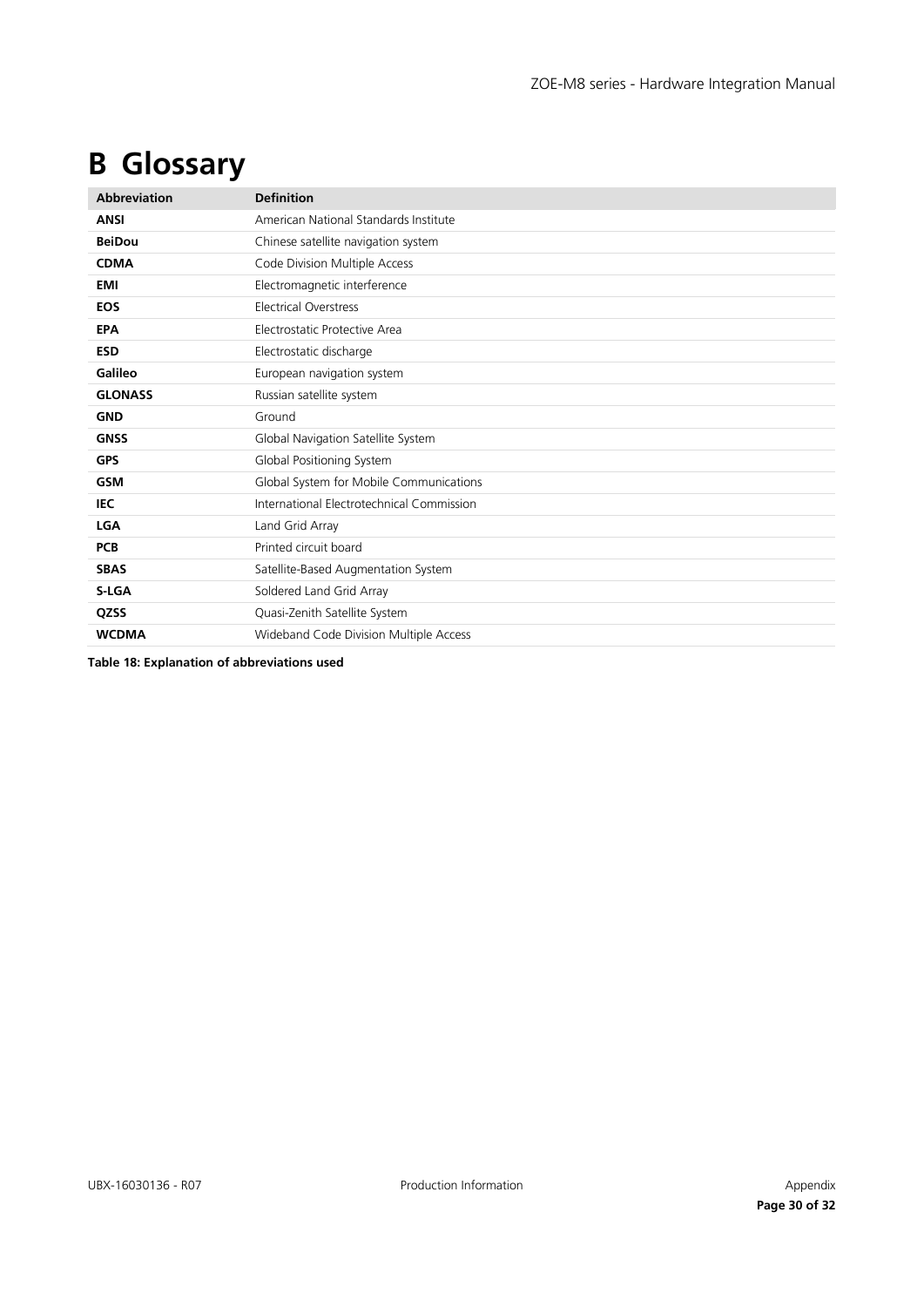# B Glossary

| Abbreviation | Definition |
| --- | --- |
| **ANSI** | American National Standards Institute |
| **BeiDou** | Chinese satellite navigation system |
| **CDMA** | Code Division Multiple Access |
| **EMI** | Electromagnetic interference |
| **EOS** | Electrical Overstress |
| **EPA** | Electrostatic Protective Area |
| **ESD** | Electrostatic discharge |
| **Galileo** | European navigation system |
| **GLONASS** | Russian satellite system |
| **GND** | Ground |
| **GNSS** | Global Navigation Satellite System |
| **GPS** | Global Positioning System |
| **GSM** | Global System for Mobile Communications |
| **IEC** | International Electrotechnical Commission |
| **LGA** | Land Grid Array |
| **PCB** | Printed circuit board |
| **SBAS** | Satellite-Based Augmentation System |
| **S-LGA** | Soldered Land Grid Array |
| **QZSS** | Quasi-Zenith Satellite System |
| **WCDMA** | Wideband Code Division Multiple Access |

**Table 18: Explanation of abbreviations used**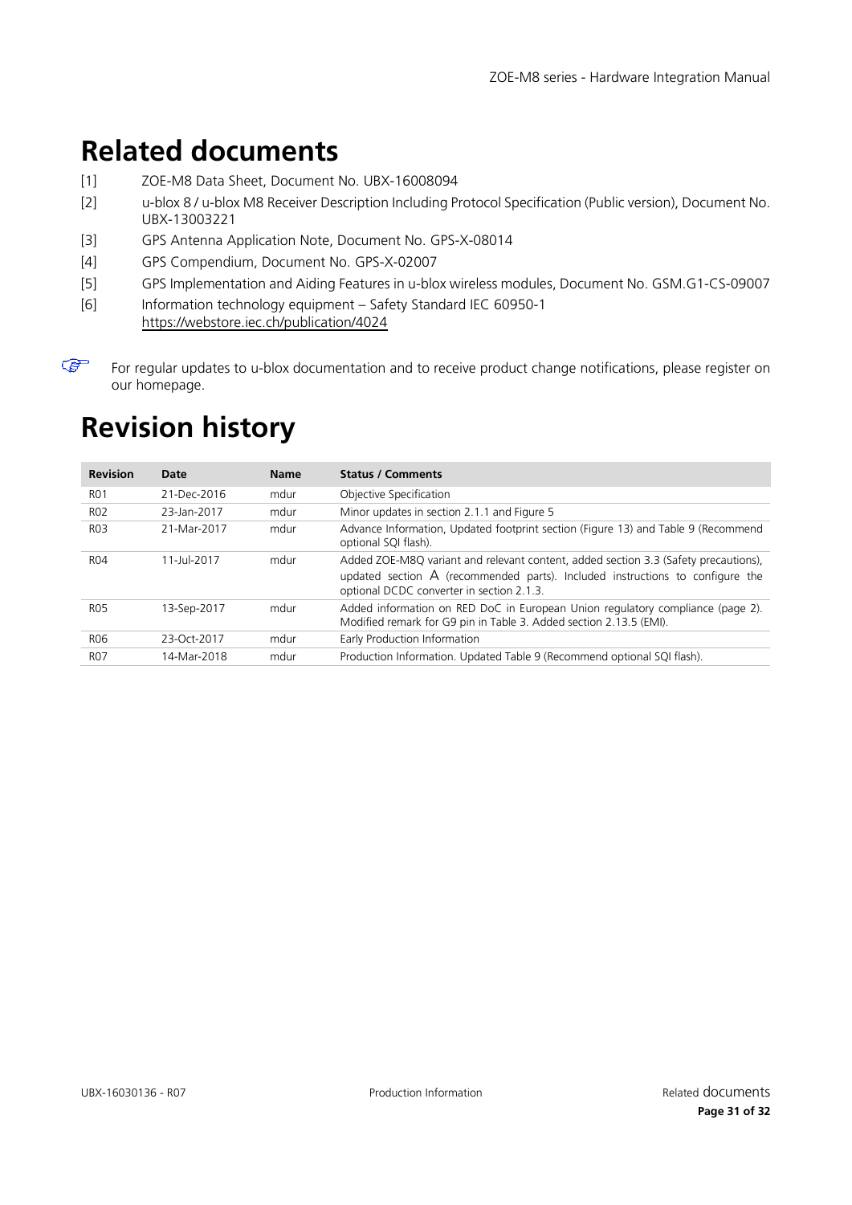# Related documents

[1] ZOE-M8 Data Sheet, Document No. UBX-16008094

[2] u-blox 8 / u-blox M8 Receiver Description Including Protocol Specification (Public version), Document No. UBX-13003221

[3] GPS Antenna Application Note, Document No. GPS-X-08014

[4] GPS Compendium, Document No. GPS-X-02007

[5] GPS Implementation and Aiding Features in u-blox wireless modules, Document No. GSM.G1-CS-09007

[6] Information technology equipment – Safety Standard IEC 60950-1 https://webstore.iec.ch/publication/4024

☞ For regular updates to u-blox documentation and to receive product change notifications, please register on our homepage.

# Revision history

| Revision | Date | Name | Status / Comments |
|---|---|---|---|
| R01 | 21-Dec-2016 | mdur | Objective Specification |
| R02 | 23-Jan-2017 | mdur | Minor updates in section 2.1.1 and Figure 5 |
| R03 | 21-Mar-2017 | mdur | Advance Information, Updated footprint section (Figure 13) and Table 9 (Recommend optional SQI flash). |
| R04 | 11-Jul-2017 | mdur | Added ZOE-M8Q variant and relevant content, added section 3.3 (Safety precautions), updated section A (recommended parts). Included instructions to configure the optional DCDC converter in section 2.1.3. |
| R05 | 13-Sep-2017 | mdur | Added information on RED DoC in European Union regulatory compliance (page 2). Modified remark for G9 pin in Table 3. Added section 2.13.5 (EMI). |
| R06 | 23-Oct-2017 | mdur | Early Production Information |
| R07 | 14-Mar-2018 | mdur | Production Information. Updated Table 9 (Recommend optional SQI flash). |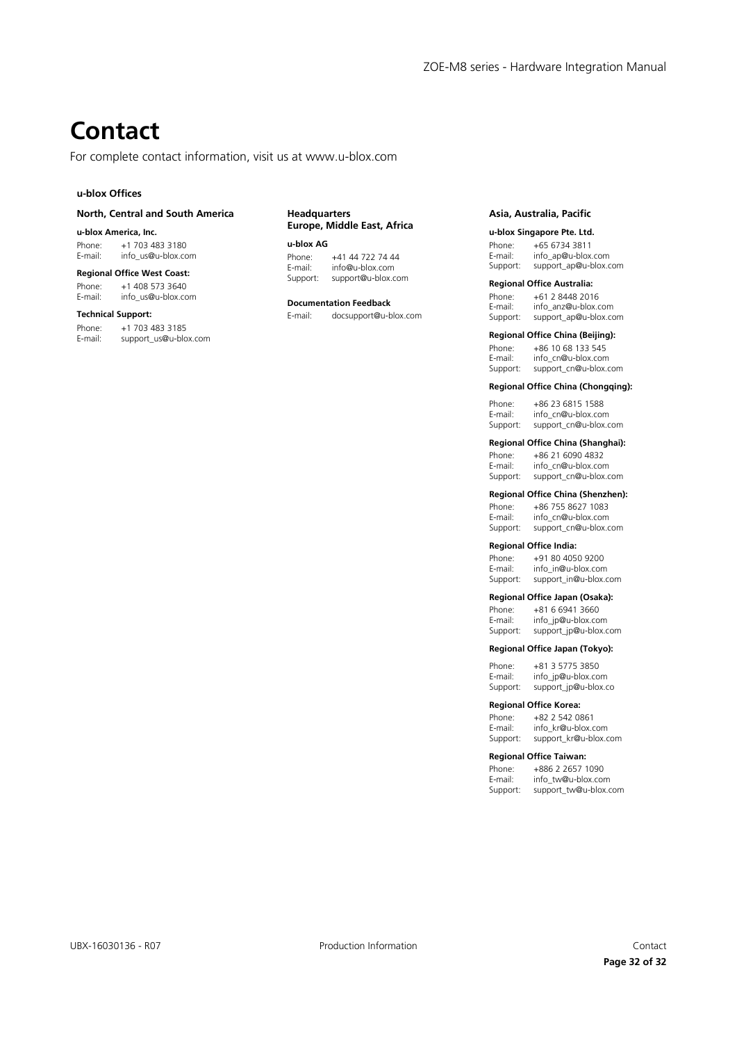# Contact

For complete contact information, visit us at www.u-blox.com

### u-blox Offices

#### North, Central and South America

**u-blox America, Inc.**

Phone: +1 703 483 3180
E-mail: info_us@u-blox.com

**Regional Office West Coast:**

Phone: +1 408 573 3640
E-mail: info_us@u-blox.com

**Technical Support:**

Phone: +1 703 483 3185
E-mail: support_us@u-blox.com

#### Headquarters
#### Europe, Middle East, Africa

**u-blox AG**

Phone: +41 44 722 74 44
E-mail: info@u-blox.com
Support: support@u-blox.com

**Documentation Feedback**

E-mail: docsupport@u-blox.com

#### Asia, Australia, Pacific

**u-blox Singapore Pte. Ltd.**

Phone: +65 6734 3811
E-mail: info_ap@u-blox.com
Support: support_ap@u-blox.com

**Regional Office Australia:**

Phone: +61 2 8448 2016
E-mail: info_anz@u-blox.com
Support: support_ap@u-blox.com

**Regional Office China (Beijing):**

Phone: +86 10 68 133 545
E-mail: info_cn@u-blox.com
Support: support_cn@u-blox.com

**Regional Office China (Chongqing):**

Phone: +86 23 6815 1588
E-mail: info_cn@u-blox.com
Support: support_cn@u-blox.com

**Regional Office China (Shanghai):**

Phone: +86 21 6090 4832
E-mail: info_cn@u-blox.com
Support: support_cn@u-blox.com

**Regional Office China (Shenzhen):**

Phone: +86 755 8627 1083
E-mail: info_cn@u-blox.com
Support: support_cn@u-blox.com

**Regional Office India:**

Phone: +91 80 4050 9200
E-mail: info_in@u-blox.com
Support: support_in@u-blox.com

**Regional Office Japan (Osaka):**

Phone: +81 6 6941 3660
E-mail: info_jp@u-blox.com
Support: support_jp@u-blox.com

**Regional Office Japan (Tokyo):**

Phone: +81 3 5775 3850
E-mail: info_jp@u-blox.com
Support: support_jp@u-blox.co

**Regional Office Korea:**

Phone: +82 2 542 0861
E-mail: info_kr@u-blox.com
Support: support_kr@u-blox.com

**Regional Office Taiwan:**

Phone: +886 2 2657 1090
E-mail: info_tw@u-blox.com
Support: support_tw@u-blox.com